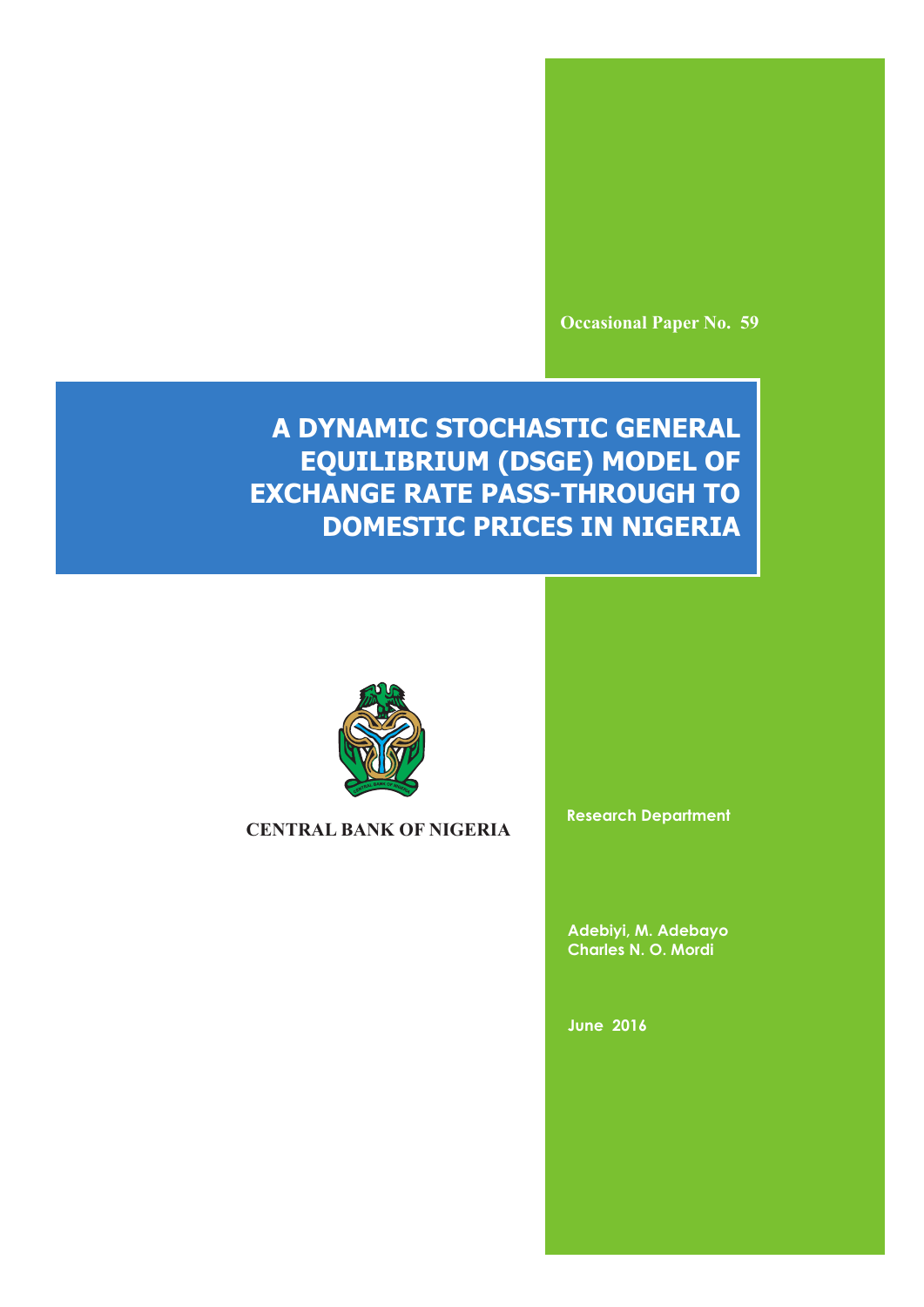Occasional Paper No. 59

# A DYNAMIC STOCHASTIC GENERAL EQUILIBRIUM (DSGE) MODEL OF EXCHANGE RATE PASS-THROUGH TO DOMESTIC PRICES IN NIGERIA

CENTRAL BANK OF NIGERIA

Research Department

Adebiyi, M. Adebayo
Charles N. O. Mordi

June 2016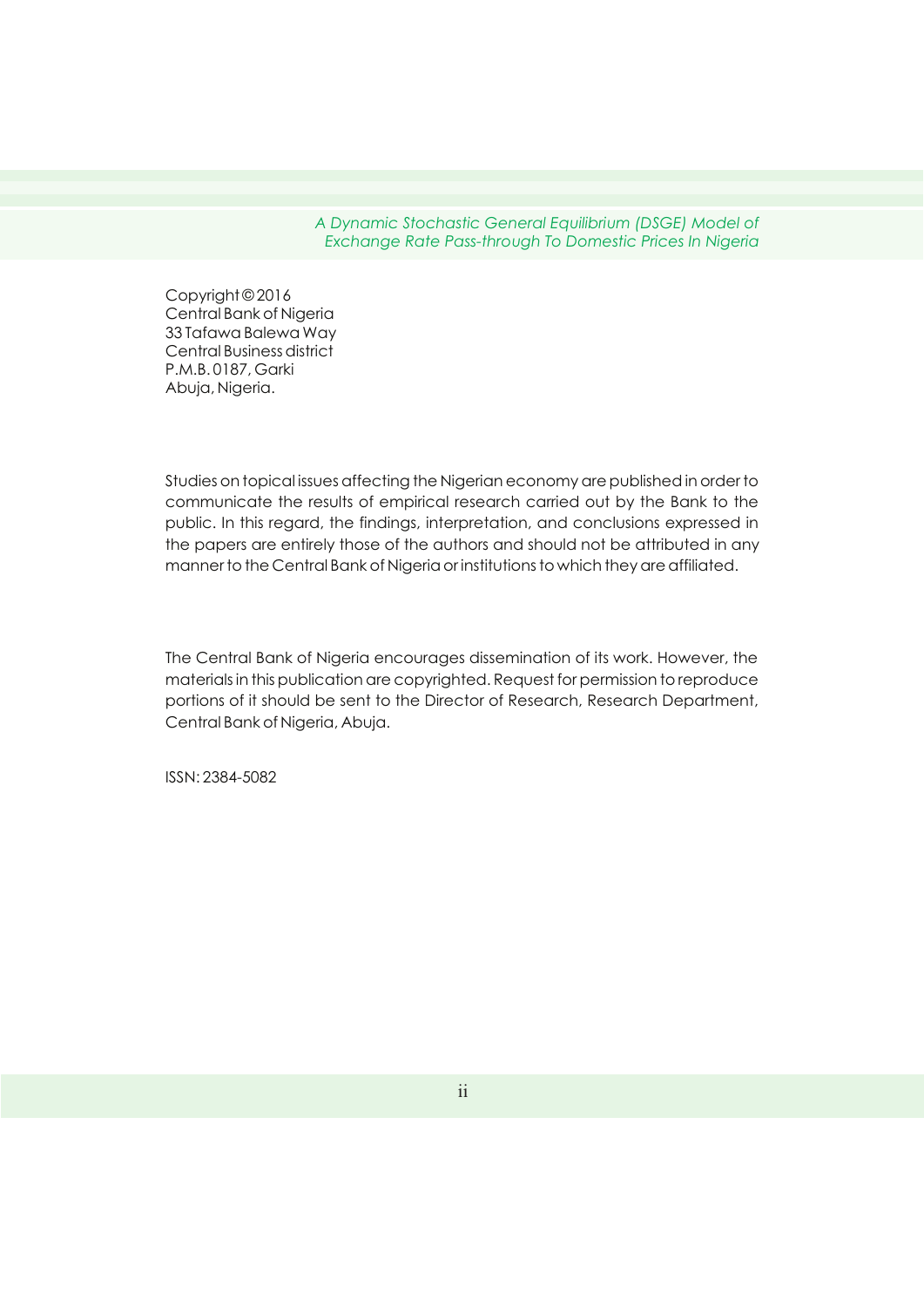Copyright © 2016
Central Bank of Nigeria
33 Tafawa Balewa Way
Central Business district
P.M.B. 0187, Garki
Abuja, Nigeria.

Studies on topical issues affecting the Nigerian economy are published in order to communicate the results of empirical research carried out by the Bank to the public. In this regard, the findings, interpretation, and conclusions expressed in the papers are entirely those of the authors and should not be attributed in any manner to the Central Bank of Nigeria or institutions to which they are affiliated.

The Central Bank of Nigeria encourages dissemination of its work. However, the materials in this publication are copyrighted. Request for permission to reproduce portions of it should be sent to the Director of Research, Research Department, Central Bank of Nigeria, Abuja.

ISSN: 2384-5082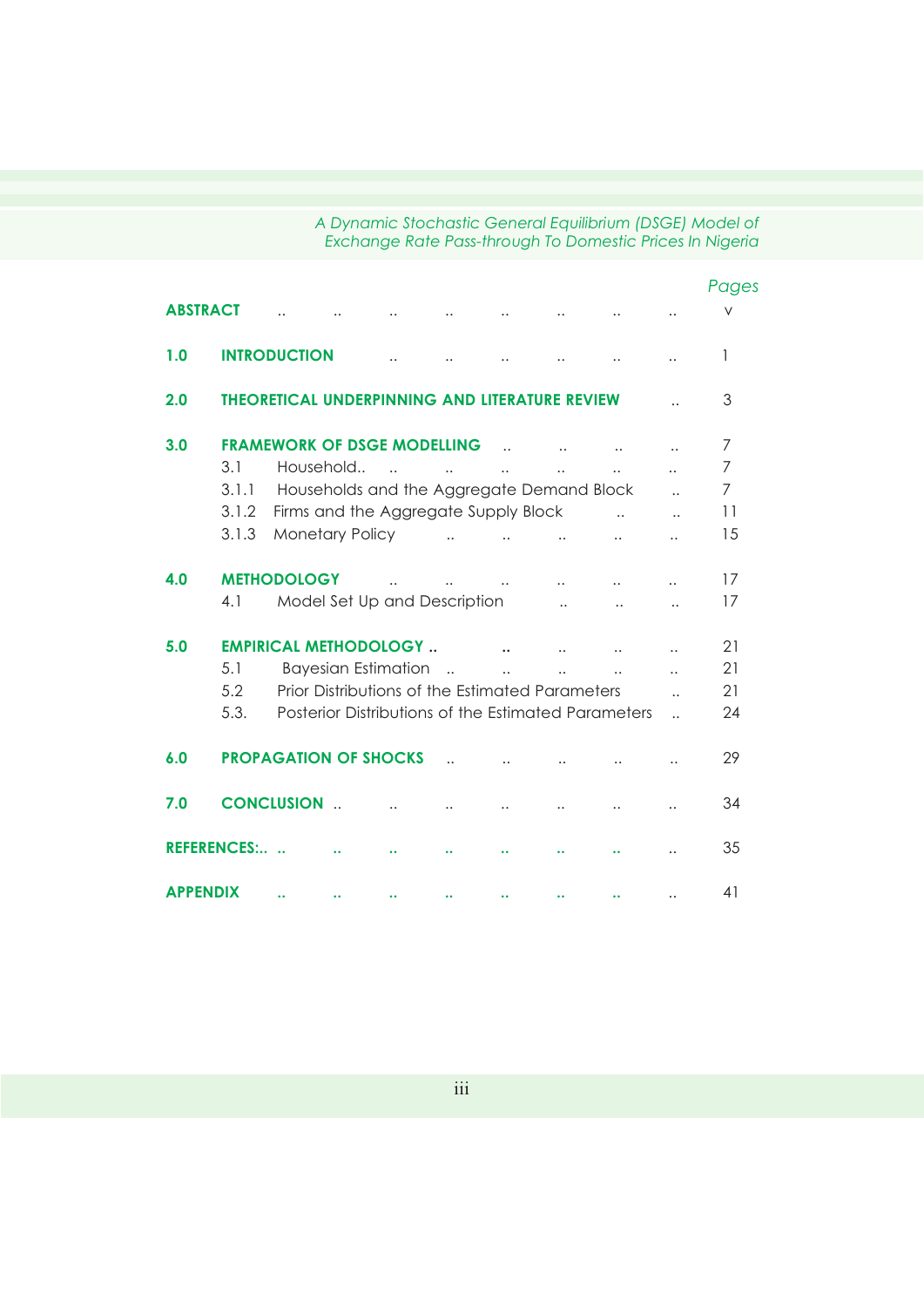| | | Pages |
|---|---|---|
| **ABSTRACT** | | v |
| **1.0** | **INTRODUCTION** | 1 |
| **2.0** | **THEORETICAL UNDERPINNING AND LITERATURE REVIEW** | 3 |
| **3.0** | **FRAMEWORK OF DSGE MODELLING** | 7 |
| | 3.1 Household.. | 7 |
| | 3.1.1 Households and the Aggregate Demand Block | 7 |
| | 3.1.2 Firms and the Aggregate Supply Block | 11 |
| | 3.1.3 Monetary Policy | 15 |
| **4.0** | **METHODOLOGY** | 17 |
| | 4.1 Model Set Up and Description | 17 |
| **5.0** | **EMPIRICAL METHODOLOGY ..** | 21 |
| | 5.1 Bayesian Estimation | 21 |
| | 5.2 Prior Distributions of the Estimated Parameters | 21 |
| | 5.3. Posterior Distributions of the Estimated Parameters | 24 |
| **6.0** | **PROPAGATION OF SHOCKS** | 29 |
| **7.0** | **CONCLUSION** | 34 |
| **REFERENCES:..** | | 35 |
| **APPENDIX** | | 41 |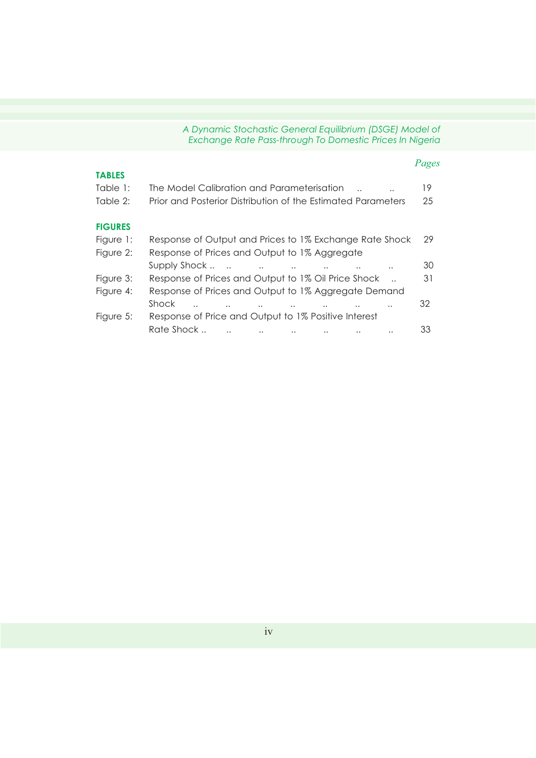*Pages*

**TABLES**

| | | |
|---|---|---|
| Table 1: | The Model Calibration and Parameterisation .. .. | 19 |
| Table 2: | Prior and Posterior Distribution of the Estimated Parameters | 25 |

**FIGURES**

| | | |
|---|---|---|
| Figure 1: | Response of Output and Prices to 1% Exchange Rate Shock | 29 |
| Figure 2: | Response of Prices and Output to 1% Aggregate Supply Shock .. .. .. .. .. .. .. | 30 |
| Figure 3: | Response of Prices and Output to 1% Oil Price Shock .. | 31 |
| Figure 4: | Response of Prices and Output to 1% Aggregate Demand Shock .. .. .. .. .. .. .. | 32 |
| Figure 5: | Response of Price and Output to 1% Positive Interest Rate Shock .. .. .. .. .. .. .. | 33 |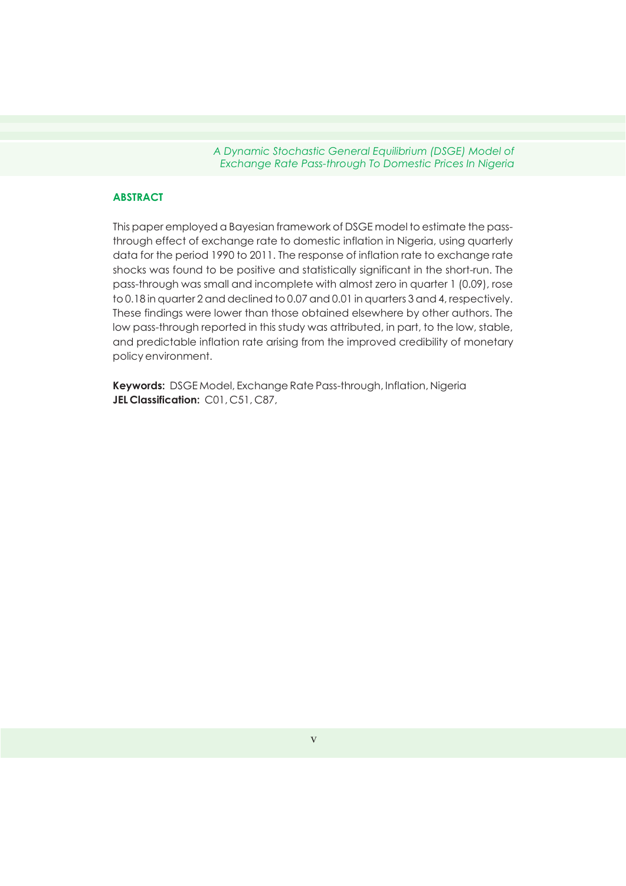## ABSTRACT

This paper employed a Bayesian framework of DSGE model to estimate the pass-through effect of exchange rate to domestic inflation in Nigeria, using quarterly data for the period 1990 to 2011. The response of inflation rate to exchange rate shocks was found to be positive and statistically significant in the short-run. The pass-through was small and incomplete with almost zero in quarter 1 (0.09), rose to 0.18 in quarter 2 and declined to 0.07 and 0.01 in quarters 3 and 4, respectively. These findings were lower than those obtained elsewhere by other authors. The low pass-through reported in this study was attributed, in part, to the low, stable, and predictable inflation rate arising from the improved credibility of monetary policy environment.

**Keywords:** DSGE Model, Exchange Rate Pass-through, Inflation, Nigeria
**JEL Classification:** C01, C51, C87,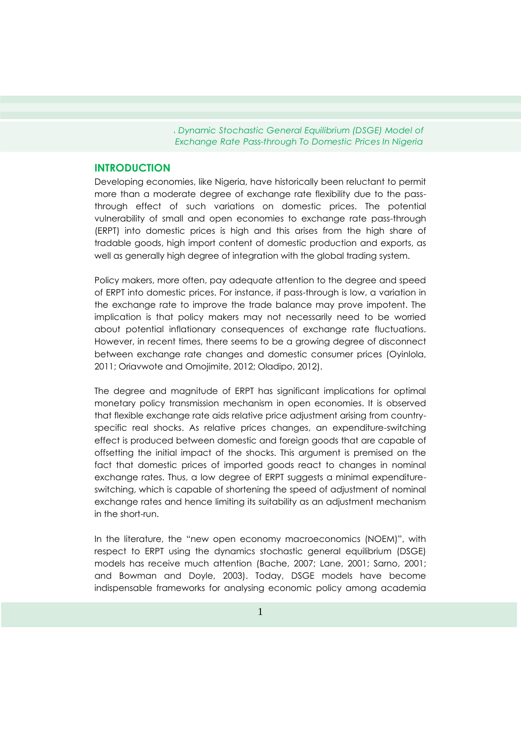## INTRODUCTION

Developing economies, like Nigeria, have historically been reluctant to permit more than a moderate degree of exchange rate flexibility due to the pass-through effect of such variations on domestic prices. The potential vulnerability of small and open economies to exchange rate pass-through (ERPT) into domestic prices is high and this arises from the high share of tradable goods, high import content of domestic production and exports, as well as generally high degree of integration with the global trading system.

Policy makers, more often, pay adequate attention to the degree and speed of ERPT into domestic prices. For instance, if pass-through is low, a variation in the exchange rate to improve the trade balance may prove impotent. The implication is that policy makers may not necessarily need to be worried about potential inflationary consequences of exchange rate fluctuations. However, in recent times, there seems to be a growing degree of disconnect between exchange rate changes and domestic consumer prices (Oyinlola, 2011; Oriavwote and Omojimite, 2012; Oladipo, 2012).

The degree and magnitude of ERPT has significant implications for optimal monetary policy transmission mechanism in open economies. It is observed that flexible exchange rate aids relative price adjustment arising from country-specific real shocks. As relative prices changes, an expenditure-switching effect is produced between domestic and foreign goods that are capable of offsetting the initial impact of the shocks. This argument is premised on the fact that domestic prices of imported goods react to changes in nominal exchange rates. Thus, a low degree of ERPT suggests a minimal expenditure-switching, which is capable of shortening the speed of adjustment of nominal exchange rates and hence limiting its suitability as an adjustment mechanism in the short-run.

In the literature, the "new open economy macroeconomics (NOEM)", with respect to ERPT using the dynamics stochastic general equilibrium (DSGE) models has receive much attention (Bache, 2007; Lane, 2001; Sarno, 2001; and Bowman and Doyle, 2003). Today, DSGE models have become indispensable frameworks for analysing economic policy among academia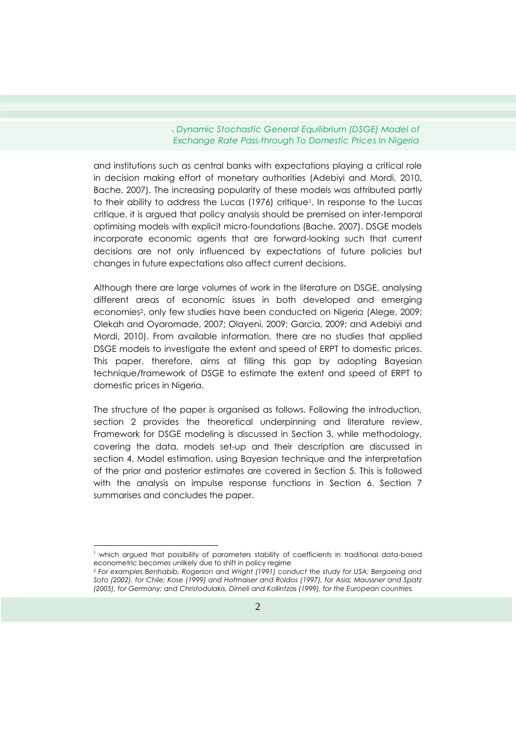and institutions such as central banks with expectations playing a critical role in decision making effort of monetary authorities (Adebiyi and Mordi, 2010, Bache, 2007). The increasing popularity of these models was attributed partly to their ability to address the Lucas (1976) critique[1]. In response to the Lucas critique, it is argued that policy analysis should be premised on inter-temporal optimising models with explicit micro-foundations (Bache, 2007). DSGE models incorporate economic agents that are forward-looking such that current decisions are not only influenced by expectations of future policies but changes in future expectations also affect current decisions.

Although there are large volumes of work in the literature on DSGE, analysing different areas of economic issues in both developed and emerging economies[2], only few studies have been conducted on Nigeria (Alege, 2009; Olekah and Oyaromade, 2007; Olayeni, 2009; Garcia, 2009; and Adebiyi and Mordi, 2010). From available information, there are no studies that applied DSGE models to investigate the extent and speed of ERPT to domestic prices. This paper, therefore, aims at filling this gap by adopting Bayesian technique/framework of DSGE to estimate the extent and speed of ERPT to domestic prices in Nigeria.

The structure of the paper is organised as follows. Following the introduction, section 2 provides the theoretical underpinning and literature review. Framework for DSGE modeling is discussed in Section 3, while methodology, covering the data, models set-up and their description are discussed in section 4. Model estimation, using Bayesian technique and the interpretation of the prior and posterior estimates are covered in Section 5. This is followed with the analysis on impulse response functions in Section 6. Section 7 summarises and concludes the paper.

---

[1] which argued that possibility of parameters stability of coefficients in traditional data-based econometric becomes unlikely due to shift in policy regime

[2] *For examples Benhabib, Rogerson and Wright (1991) conduct the study for USA; Bergoeing and Soto (2002), for Chile; Kose (1999) and Hofmaiser and Roldos (1997), for Asia; Maussner and Spatz (2005), for Germany; and Christodulakis, Dimeli and Kollintzas (1999), for the European countries.*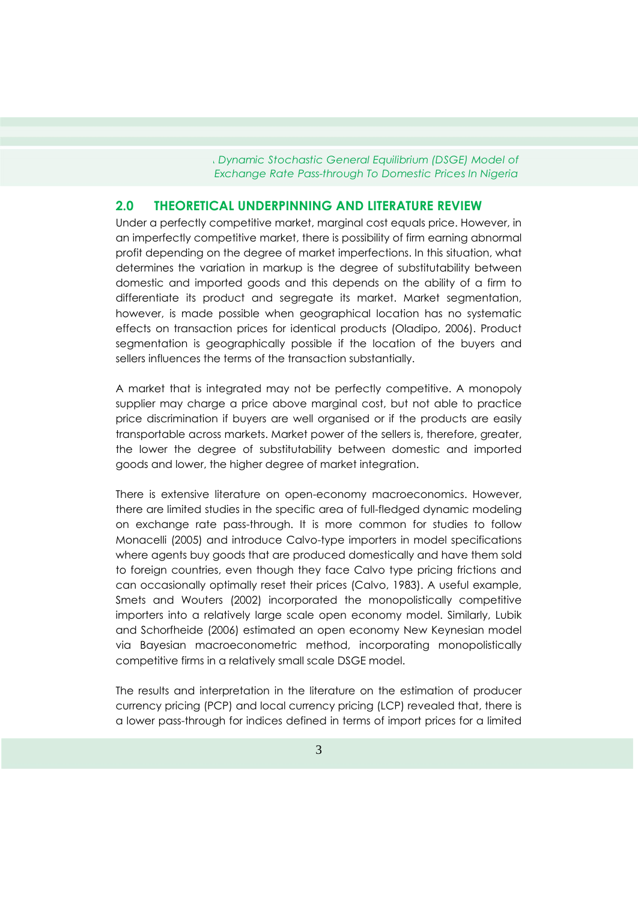## 2.0 THEORETICAL UNDERPINNING AND LITERATURE REVIEW

Under a perfectly competitive market, marginal cost equals price. However, in an imperfectly competitive market, there is possibility of firm earning abnormal profit depending on the degree of market imperfections. In this situation, what determines the variation in markup is the degree of substitutability between domestic and imported goods and this depends on the ability of a firm to differentiate its product and segregate its market. Market segmentation, however, is made possible when geographical location has no systematic effects on transaction prices for identical products (Oladipo, 2006). Product segmentation is geographically possible if the location of the buyers and sellers influences the terms of the transaction substantially.

A market that is integrated may not be perfectly competitive. A monopoly supplier may charge a price above marginal cost, but not able to practice price discrimination if buyers are well organised or if the products are easily transportable across markets. Market power of the sellers is, therefore, greater, the lower the degree of substitutability between domestic and imported goods and lower, the higher degree of market integration.

There is extensive literature on open-economy macroeconomics. However, there are limited studies in the specific area of full-fledged dynamic modeling on exchange rate pass-through. It is more common for studies to follow Monacelli (2005) and introduce Calvo-type importers in model specifications where agents buy goods that are produced domestically and have them sold to foreign countries, even though they face Calvo type pricing frictions and can occasionally optimally reset their prices (Calvo, 1983). A useful example, Smets and Wouters (2002) incorporated the monopolistically competitive importers into a relatively large scale open economy model. Similarly, Lubik and Schorfheide (2006) estimated an open economy New Keynesian model via Bayesian macroeconometric method, incorporating monopolistically competitive firms in a relatively small scale DSGE model.

The results and interpretation in the literature on the estimation of producer currency pricing (PCP) and local currency pricing (LCP) revealed that, there is a lower pass-through for indices defined in terms of import prices for a limited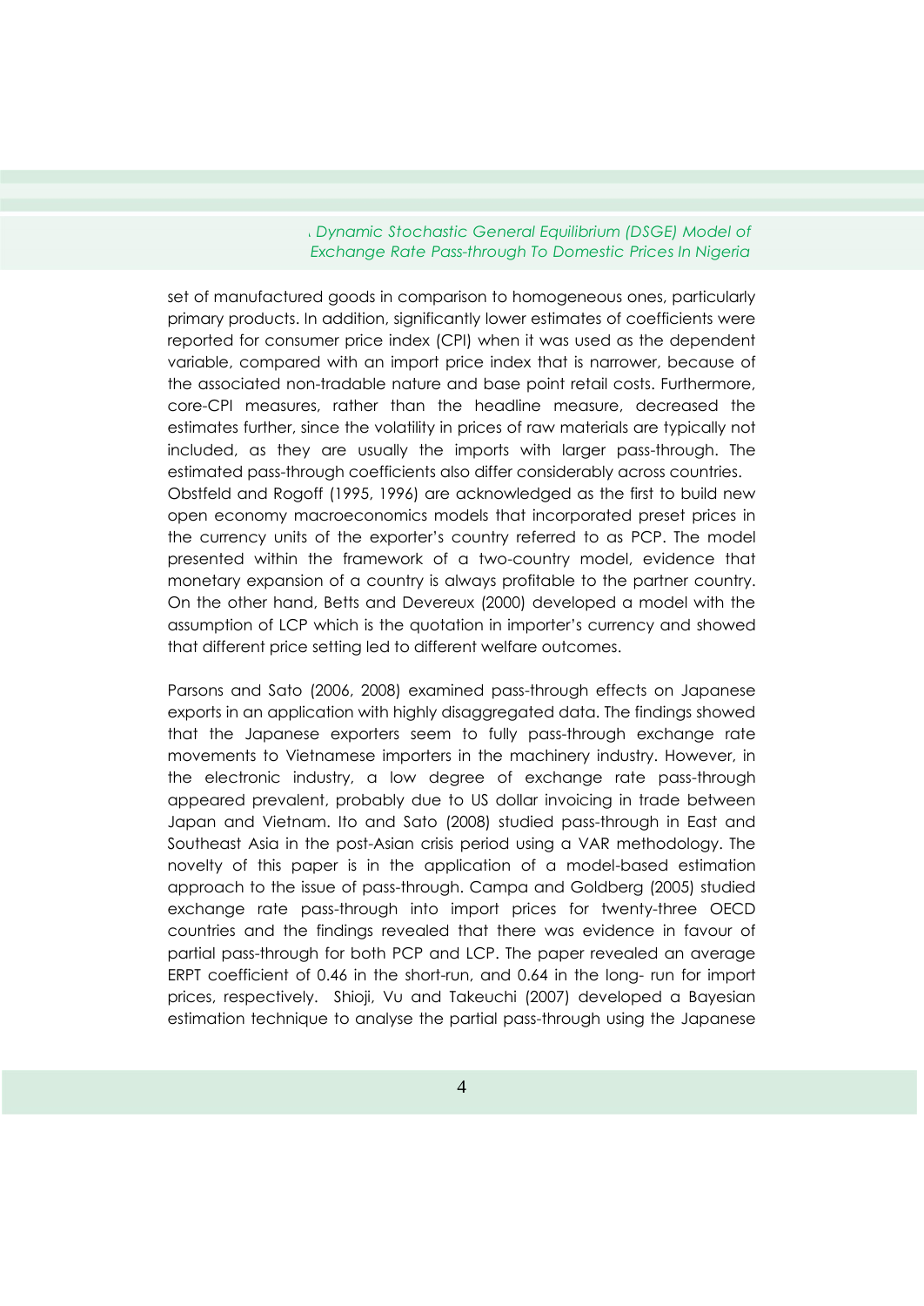set of manufactured goods in comparison to homogeneous ones, particularly primary products. In addition, significantly lower estimates of coefficients were reported for consumer price index (CPI) when it was used as the dependent variable, compared with an import price index that is narrower, because of the associated non-tradable nature and base point retail costs. Furthermore, core-CPI measures, rather than the headline measure, decreased the estimates further, since the volatility in prices of raw materials are typically not included, as they are usually the imports with larger pass-through. The estimated pass-through coefficients also differ considerably across countries. Obstfeld and Rogoff (1995, 1996) are acknowledged as the first to build new open economy macroeconomics models that incorporated preset prices in the currency units of the exporter's country referred to as PCP. The model presented within the framework of a two-country model, evidence that monetary expansion of a country is always profitable to the partner country. On the other hand, Betts and Devereux (2000) developed a model with the assumption of LCP which is the quotation in importer's currency and showed that different price setting led to different welfare outcomes.

Parsons and Sato (2006, 2008) examined pass-through effects on Japanese exports in an application with highly disaggregated data. The findings showed that the Japanese exporters seem to fully pass-through exchange rate movements to Vietnamese importers in the machinery industry. However, in the electronic industry, a low degree of exchange rate pass-through appeared prevalent, probably due to US dollar invoicing in trade between Japan and Vietnam. Ito and Sato (2008) studied pass-through in East and Southeast Asia in the post-Asian crisis period using a VAR methodology. The novelty of this paper is in the application of a model-based estimation approach to the issue of pass-through. Campa and Goldberg (2005) studied exchange rate pass-through into import prices for twenty-three OECD countries and the findings revealed that there was evidence in favour of partial pass-through for both PCP and LCP. The paper revealed an average ERPT coefficient of 0.46 in the short-run, and 0.64 in the long- run for import prices, respectively. Shioji, Vu and Takeuchi (2007) developed a Bayesian estimation technique to analyse the partial pass-through using the Japanese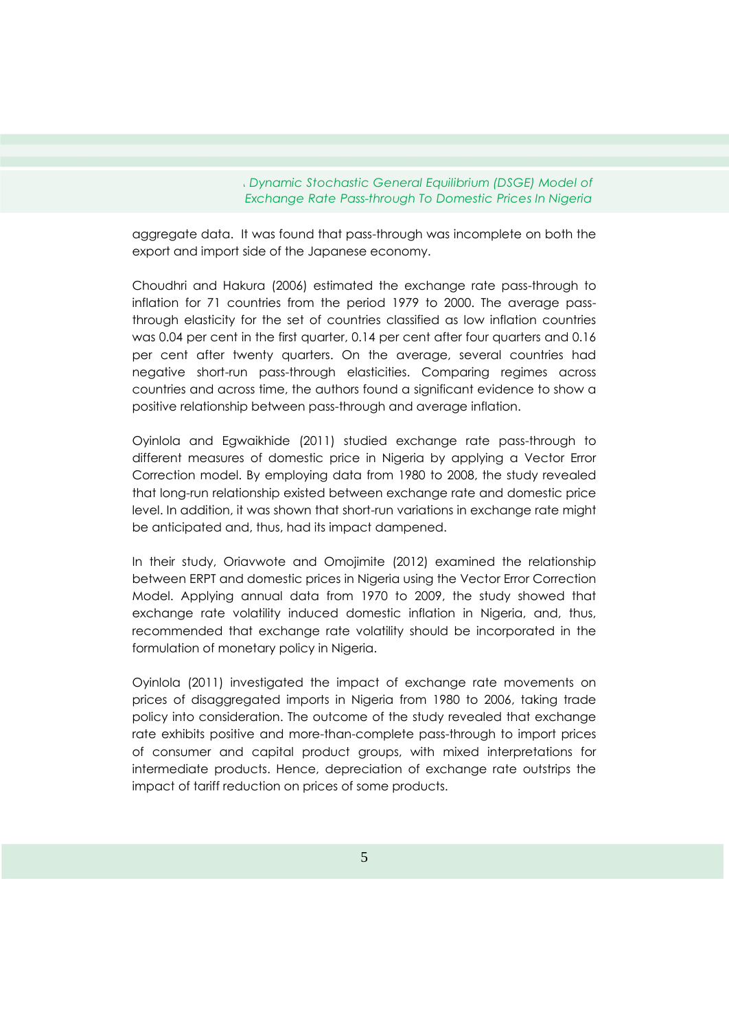aggregate data. It was found that pass-through was incomplete on both the export and import side of the Japanese economy.

Choudhri and Hakura (2006) estimated the exchange rate pass-through to inflation for 71 countries from the period 1979 to 2000. The average pass-through elasticity for the set of countries classified as low inflation countries was 0.04 per cent in the first quarter, 0.14 per cent after four quarters and 0.16 per cent after twenty quarters. On the average, several countries had negative short-run pass-through elasticities. Comparing regimes across countries and across time, the authors found a significant evidence to show a positive relationship between pass-through and average inflation.

Oyinlola and Egwaikhide (2011) studied exchange rate pass-through to different measures of domestic price in Nigeria by applying a Vector Error Correction model. By employing data from 1980 to 2008, the study revealed that long-run relationship existed between exchange rate and domestic price level. In addition, it was shown that short-run variations in exchange rate might be anticipated and, thus, had its impact dampened.

In their study, Oriavwote and Omojimite (2012) examined the relationship between ERPT and domestic prices in Nigeria using the Vector Error Correction Model. Applying annual data from 1970 to 2009, the study showed that exchange rate volatility induced domestic inflation in Nigeria, and, thus, recommended that exchange rate volatility should be incorporated in the formulation of monetary policy in Nigeria.

Oyinlola (2011) investigated the impact of exchange rate movements on prices of disaggregated imports in Nigeria from 1980 to 2006, taking trade policy into consideration. The outcome of the study revealed that exchange rate exhibits positive and more-than-complete pass-through to import prices of consumer and capital product groups, with mixed interpretations for intermediate products. Hence, depreciation of exchange rate outstrips the impact of tariff reduction on prices of some products.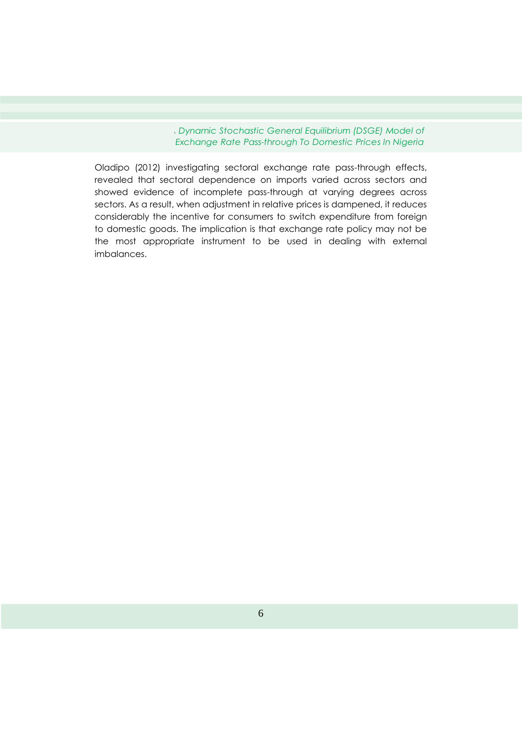Oladipo (2012) investigating sectoral exchange rate pass-through effects, revealed that sectoral dependence on imports varied across sectors and showed evidence of incomplete pass-through at varying degrees across sectors. As a result, when adjustment in relative prices is dampened, it reduces considerably the incentive for consumers to switch expenditure from foreign to domestic goods. The implication is that exchange rate policy may not be the most appropriate instrument to be used in dealing with external imbalances.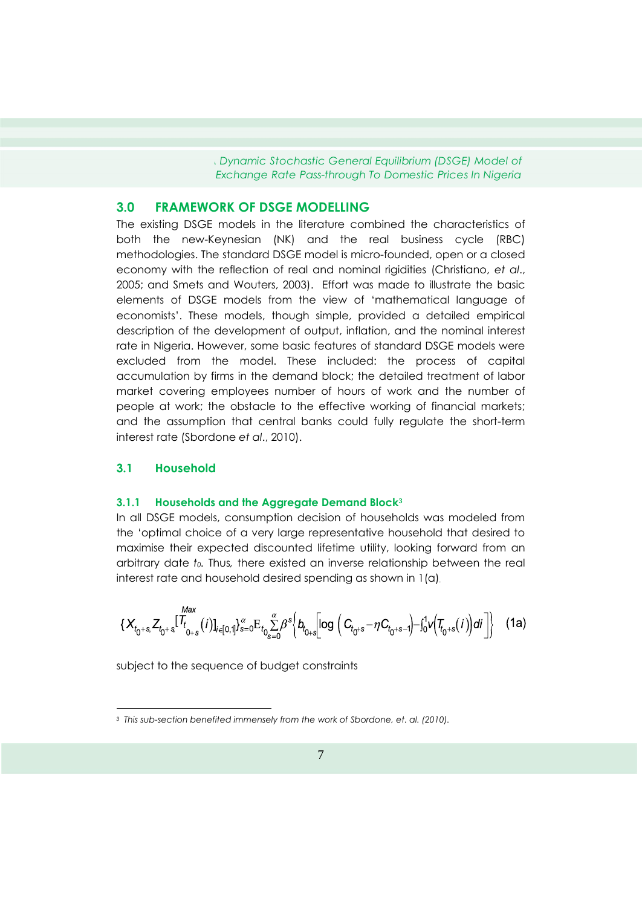## 3.0 FRAMEWORK OF DSGE MODELLING

The existing DSGE models in the literature combined the characteristics of both the new-Keynesian (NK) and the real business cycle (RBC) methodologies. The standard DSGE model is micro-founded, open or a closed economy with the reflection of real and nominal rigidities (Christiano, *et al*., 2005; and Smets and Wouters, 2003). Effort was made to illustrate the basic elements of DSGE models from the view of 'mathematical language of economists'. These models, though simple, provided a detailed empirical description of the development of output, inflation, and the nominal interest rate in Nigeria. However, some basic features of standard DSGE models were excluded from the model. These included: the process of capital accumulation by firms in the demand block; the detailed treatment of labor market covering employees number of hours of work and the number of people at work; the obstacle to the effective working of financial markets; and the assumption that central banks could fully regulate the short-term interest rate (Sbordone *et al*., 2010).

### 3.1 Household

#### 3.1.1 Households and the Aggregate Demand Block[3]

In all DSGE models, consumption decision of households was modeled from the 'optimal choice of a very large representative household that desired to maximise their expected discounted lifetime utility, looking forward from an arbitrary date $t_0$. Thus, there existed an inverse relationship between the real interest rate and household desired spending as shown in 1(a).

$$\{X_{t_0+s}, Z_{t_0+s} \overset{Max}{[T_{t_{0+s}}(i)]_{i\in[0,1]}}\}_{s=0}^{\alpha} \mathrm{E}_{t_0} \sum_{s=0}^{\alpha} \beta^s \left\{ b_{t_{0+s}} \left[ \log\left( C_{t_0+s} - \eta C_{t_0+s-1} \right) - \int_0^1 v\left( T_{t_0+s}(i) \right) di \right] \right\} \quad (1a)$$

subject to the sequence of budget constraints

[3] This sub-section benefited immensely from the work of Sbordone, et. al. (2010).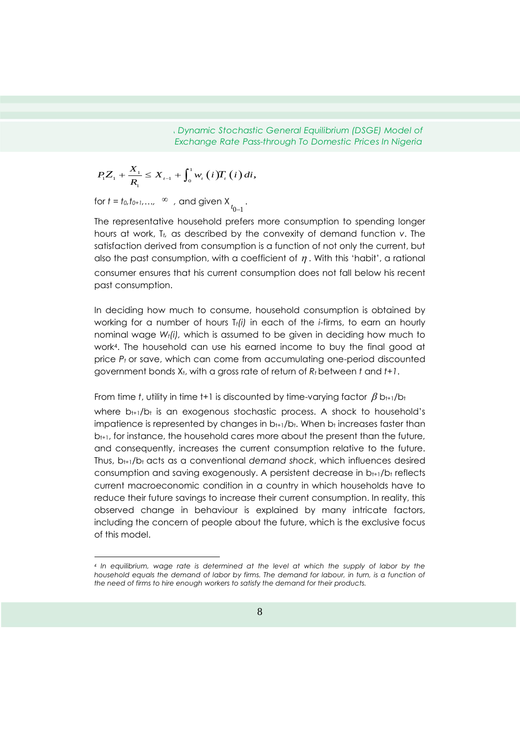$$P_1 Z_1 + \frac{X_1}{R_1} \leq X_{t-1} + \int_0^1 w_t(i) T_t(i)\, di,$$

for $t = t_0, t_{0+1}, \ldots, \infty$, and given $X_{t_{0-1}}$.

The representative household prefers more consumption to spending longer hours at work, $T_t$, as described by the convexity of demand function $v$. The satisfaction derived from consumption is a function of not only the current, but also the past consumption, with a coefficient of $\eta$. With this 'habit', a rational consumer ensures that his current consumption does not fall below his recent past consumption.

In deciding how much to consume, household consumption is obtained by working for a number of hours $T_t(i)$ in each of the $i$-firms, to earn an hourly nominal wage $W_t(i)$, which is assumed to be given in deciding how much to work[4]. The household can use his earned income to buy the final good at price $P_t$ or save, which can come from accumulating one-period discounted government bonds $X_t$, with a gross rate of return of $R_t$ between $t$ and $t+1$.

From time $t$, utility in time t+1 is discounted by time-varying factor $\beta\, b_{t+1}/b_t$ where $b_{t+1}/b_t$ is an exogenous stochastic process. A shock to household's impatience is represented by changes in $b_{t+1}/b_t$. When $b_t$ increases faster than $b_{t+1}$, for instance, the household cares more about the present than the future, and consequently, increases the current consumption relative to the future. Thus, $b_{t+1}/b_t$ acts as a conventional *demand shock*, which influences desired consumption and saving exogenously. A persistent decrease in $b_{t+1}/b_t$ reflects current macroeconomic condition in a country in which households have to reduce their future savings to increase their current consumption. In reality, this observed change in behaviour is explained by many intricate factors, including the concern of people about the future, which is the exclusive focus of this model.

[4] *In equilibrium, wage rate is determined at the level at which the supply of labor by the household equals the demand of labor by firms. The demand for labour, in turn, is a function of the need of firms to hire enough workers to satisfy the demand for their products.*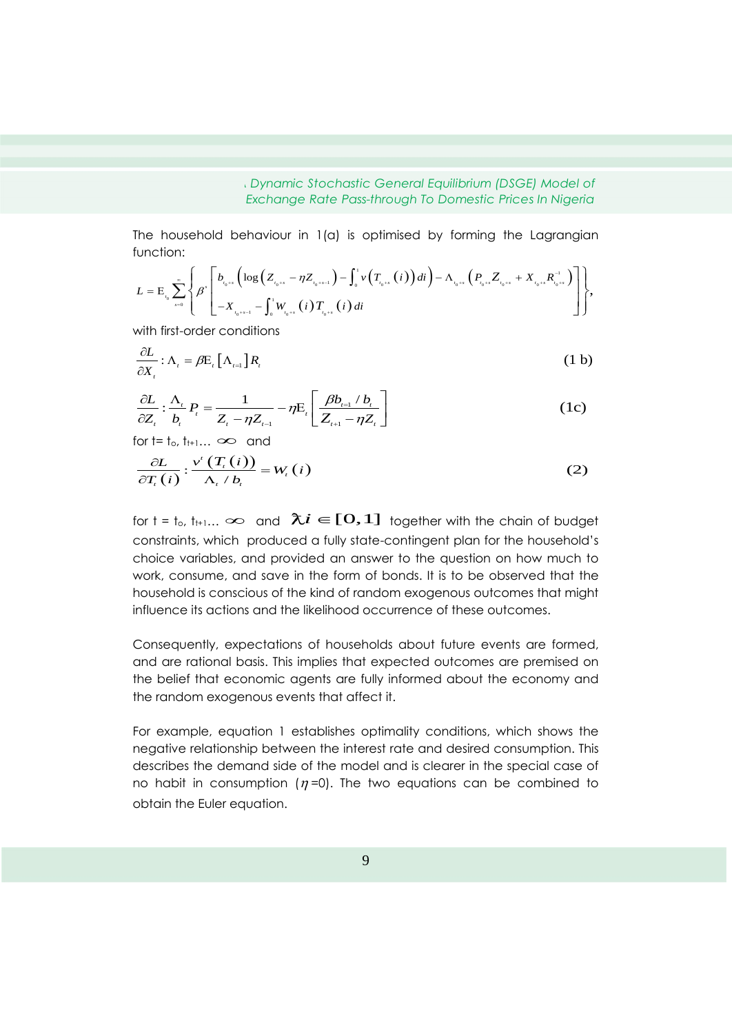The household behaviour in 1(a) is optimised by forming the Lagrangian function:

$$L = \mathrm{E}_{t_0} \sum_{s=0}^{\infty} \left\{ \beta^{s} \begin{bmatrix} b_{t_0+s} \left( \log \left( Z_{t_0+s} - \eta Z_{t_0+s-1} \right) - \int_0^1 v \left( T_{t_0+s}(i) \right) di \right) - \Lambda_{t_0+s} \left( P_{t_0+s} Z_{t_0+s} + X_{t_0+s} R_{t_0+s}^{-1} \right) \\ -X_{t_0+s-1} - \int_0^1 W_{t_0+s}(i) T_{t_0+s}(i)\, di \end{bmatrix} \right\},$$

with first-order conditions

$$\frac{\partial L}{\partial X_t} : \Lambda_t = \beta \mathrm{E}_t \left[ \Lambda_{t=1} \right] R_t \tag{1 b}$$

$$\frac{\partial L}{\partial Z_t} : \frac{\Lambda_t}{b_t} P_t = \frac{1}{Z_t - \eta Z_{t-1}} - \eta \mathrm{E}_t \left[ \frac{\beta b_{t=1} / b_t}{Z_{t+1} - \eta Z_t} \right] \tag{1c}$$

for t= $t_o$, $t_{t+1}$... $\infty$ and

$$\frac{\partial L}{\partial T_t(i)} : \frac{v'(T_t(i))}{\Lambda_t / b_t} = W_t(i) \tag{2}$$

for t = $t_o$, $t_{t+1}$... $\infty$ and $\forall i \in [0,1]$ together with the chain of budget constraints, which produced a fully state-contingent plan for the household's choice variables, and provided an answer to the question on how much to work, consume, and save in the form of bonds. It is to be observed that the household is conscious of the kind of random exogenous outcomes that might influence its actions and the likelihood occurrence of these outcomes.

Consequently, expectations of households about future events are formed, and are rational basis. This implies that expected outcomes are premised on the belief that economic agents are fully informed about the economy and the random exogenous events that affect it.

For example, equation 1 establishes optimality conditions, which shows the negative relationship between the interest rate and desired consumption. This describes the demand side of the model and is clearer in the special case of no habit in consumption ($\eta$=0). The two equations can be combined to obtain the Euler equation.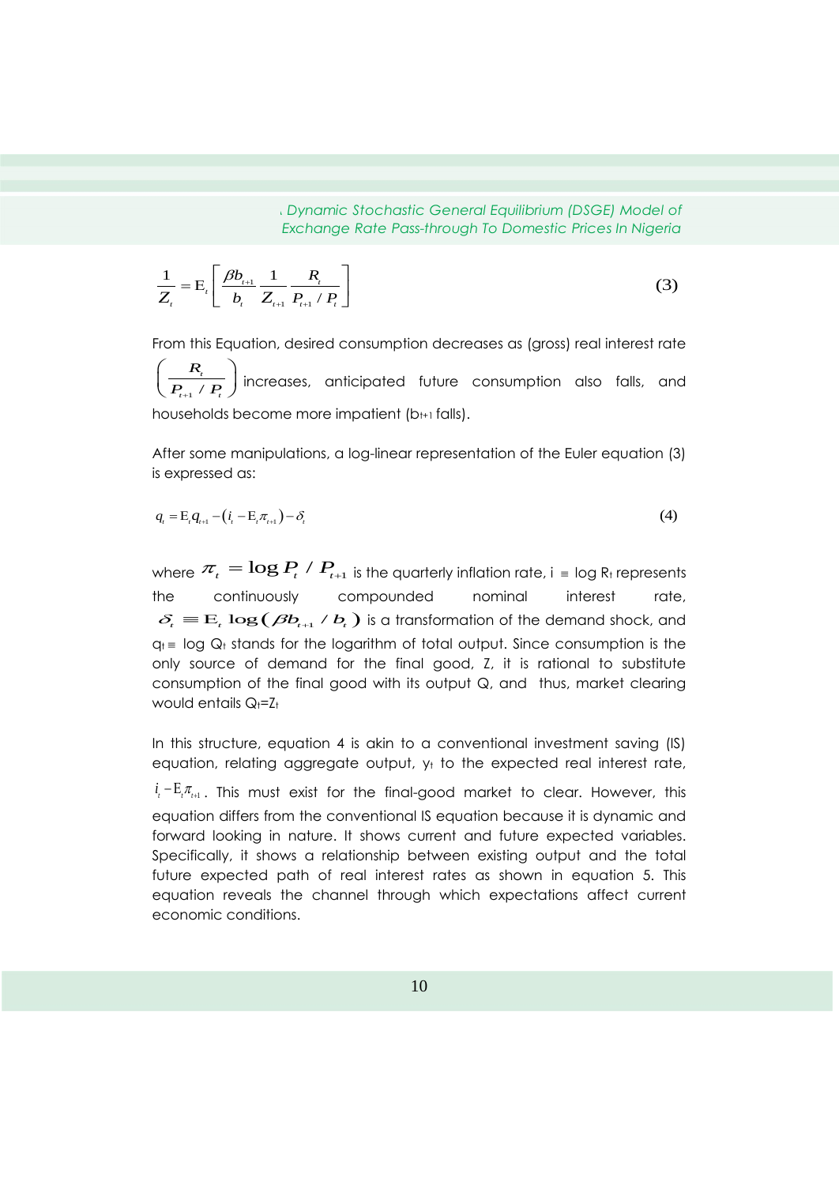$$\frac{1}{Z_t} = \mathrm{E}_t\left[\frac{\beta b_{t+1}}{b_t}\frac{1}{Z_{t+1}}\frac{R_t}{P_{t+1}/P_t}\right] \tag{3}$$

From this Equation, desired consumption decreases as (gross) real interest rate $\left(\frac{R_t}{P_{t+1}/P_t}\right)$ increases, anticipated future consumption also falls, and households become more impatient ($b_{t+1}$ falls).

After some manipulations, a log-linear representation of the Euler equation (3) is expressed as:

$$q_t = \mathrm{E}_t q_{t+1} - \left(i_t - \mathrm{E}_t \pi_{t+1}\right) - \delta_t \tag{4}$$

where $\pi_t = \log P_t / P_{t+1}$ is the quarterly inflation rate, $i \equiv \log R_t$ represents the continuously compounded nominal interest rate, $\delta_t \equiv \mathrm{E}_t \log(\beta b_{t+1} / b_t)$ is a transformation of the demand shock, and $q_t \equiv \log Q_t$ stands for the logarithm of total output. Since consumption is the only source of demand for the final good, Z, it is rational to substitute consumption of the final good with its output Q, and thus, market clearing would entails $Q_t = Z_t$

In this structure, equation 4 is akin to a conventional investment saving (IS) equation, relating aggregate output, $y_t$ to the expected real interest rate, $i_t - \mathrm{E}_t \pi_{t+1}$. This must exist for the final-good market to clear. However, this equation differs from the conventional IS equation because it is dynamic and forward looking in nature. It shows current and future expected variables. Specifically, it shows a relationship between existing output and the total future expected path of real interest rates as shown in equation 5. This equation reveals the channel through which expectations affect current economic conditions.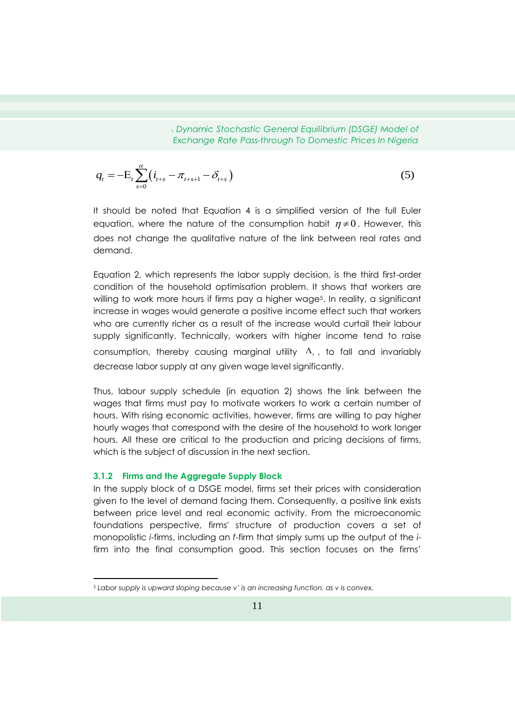$$q_t = -\mathrm{E}_t \sum_{s=0}^{\alpha} \left( i_{t+s} - \pi_{t+s+1} - \delta_{t+s} \right) \tag{5}$$

It should be noted that Equation 4 is a simplified version of the full Euler equation, where the nature of the consumption habit $\eta \neq 0$. However, this does not change the qualitative nature of the link between real rates and demand.

Equation 2, which represents the labor supply decision, is the third first-order condition of the household optimisation problem. It shows that workers are willing to work more hours if firms pay a higher wage[5]. In reality, a significant increase in wages would generate a positive income effect such that workers who are currently richer as a result of the increase would curtail their labour supply significantly. Technically, workers with higher income tend to raise consumption, thereby causing marginal utility $\Lambda_t$, to fall and invariably decrease labor supply at any given wage level significantly.

Thus, labour supply schedule (in equation 2) shows the link between the wages that firms must pay to motivate workers to work a certain number of hours. With rising economic activities, however, firms are willing to pay higher hourly wages that correspond with the desire of the household to work longer hours. All these are critical to the production and pricing decisions of firms, which is the subject of discussion in the next section.

### 3.1.2 Firms and the Aggregate Supply Block

In the supply block of a DSGE model, firms set their prices with consideration given to the level of demand facing them. Consequently, a positive link exists between price level and real economic activity. From the microeconomic foundations perspective, firms' structure of production covers a set of monopolistic *i*-firms, including an *f*-firm that simply sums up the output of the *i*-firm into the final consumption good. This section focuses on the firms'

---

[5] *Labor supply is upward sloping because v' is an increasing function, as v is convex.*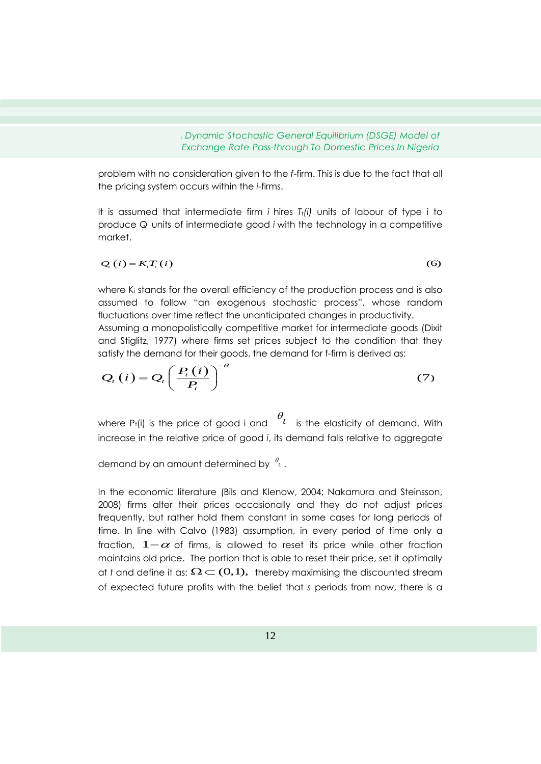problem with no consideration given to the *f*-firm. This is due to the fact that all the pricing system occurs within the *i*-firms.

It is assumed that intermediate firm *i* hires $T_t(i)$ units of labour of type i to produce $Q_i$ units of intermediate good *i* with the technology in a competitive market.

$$Q_t(i) = K_t T_t(i) \tag{6}$$

where $K_i$ stands for the overall efficiency of the production process and is also assumed to follow "an exogenous stochastic process", whose random fluctuations over time reflect the unanticipated changes in productivity. Assuming a monopolistically competitive market for intermediate goods (Dixit and Stiglitz, 1977) where firms set prices subject to the condition that they satisfy the demand for their goods, the demand for f-firm is derived as:

$$Q_t(i) = Q_t\left(\frac{P_t(i)}{P_t}\right)^{-\theta} \tag{7}$$

where $P_t(i)$ is the price of good i and $\theta_t$ is the elasticity of demand. With increase in the relative price of good *i*, its demand falls relative to aggregate demand by an amount determined by $\theta_t$.

In the economic literature (Bils and Klenow, 2004; Nakamura and Steinsson, 2008) firms alter their prices occasionally and they do not adjust prices frequently, but rather hold them constant in some cases for long periods of time. In line with Calvo (1983) assumption, in every period of time only a fraction, $1-\alpha$ of firms, is allowed to reset its price while other fraction maintains old price. The portion that is able to reset their price, set it optimally at *t* and define it as: $\Omega \subset (0,1),$ thereby maximising the discounted stream of expected future profits with the belief that *s* periods from now, there is a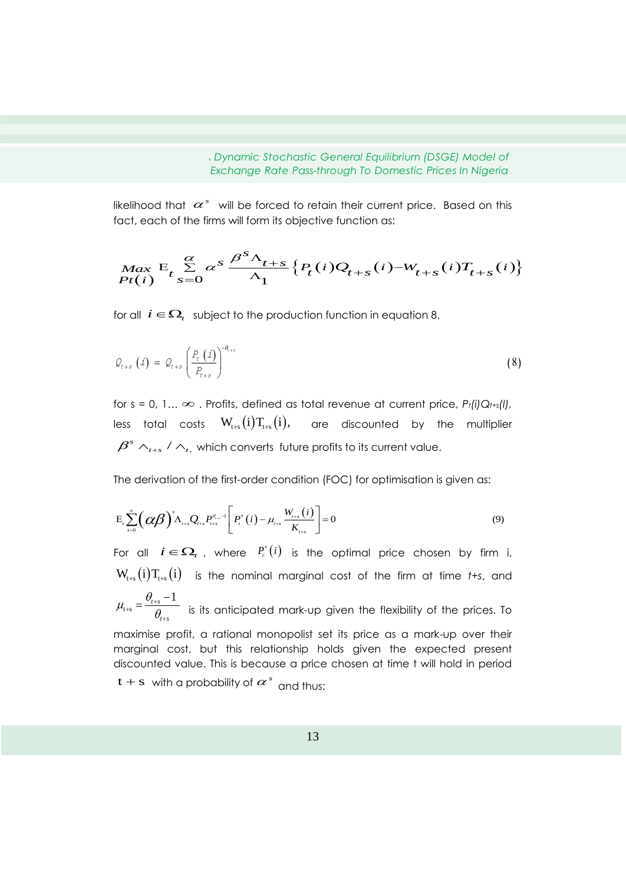likelihood that $\alpha^s$ will be forced to retain their current price. Based on this fact, each of the firms will form its objective function as:

$$\underset{Pt(i)}{Max}\; E_t \sum_{s=0}^{\alpha} \alpha^s \frac{\beta^S \Lambda_{t+s}}{\Lambda_1} \left\{ P_t(i) Q_{t+s}(i) - W_{t+s}(i) T_{t+s}(i) \right\}$$

for all $i \in \Omega_t$ subject to the production function in equation 8.

$$Q_{t+s}(i) = Q_{t+s} \left( \frac{P_t(i)}{P_{t+s}} \right)^{-\theta_{t+s}} \tag{8}$$

for s = 0, 1… $\infty$ . Profits, defined as total revenue at current price, $P_t(i)Q_{t+s}(I)$, less total costs $W_{t+s}(i)T_{t+s}(i)$, are discounted by the multiplier $\beta^s \wedge_{t+s} / \wedge_t$, which converts future profits to its current value.

The derivation of the first-order condition (FOC) for optimisation is given as:

$$E_t \sum_{s=0}^{\infty} \left( \alpha\beta \right)^s \Lambda_{t+s} Q_{t+s} P_{t+s}^{\theta_{t+s}-1} \left[ P_t^*(i) - \mu_{t+s} \frac{W_{t+s}(i)}{K_{t+s}} \right] = 0 \tag{9}$$

For all $i \in \Omega_t$ , where $P_t^*(i)$ is the optimal price chosen by firm i, $W_{t+s}(i)T_{t+s}(i)$ is the nominal marginal cost of the firm at time *t*+s, and $\mu_{t+s} = \dfrac{\theta_{t+s} - 1}{\theta_{t+s}}$ is its anticipated mark-up given the flexibility of the prices. To maximise profit, a rational monopolist set its price as a mark-up over their marginal cost, but this relationship holds given the expected present discounted value. This is because a price chosen at time t will hold in period $t+s$ with a probability of $\alpha^s$ and thus: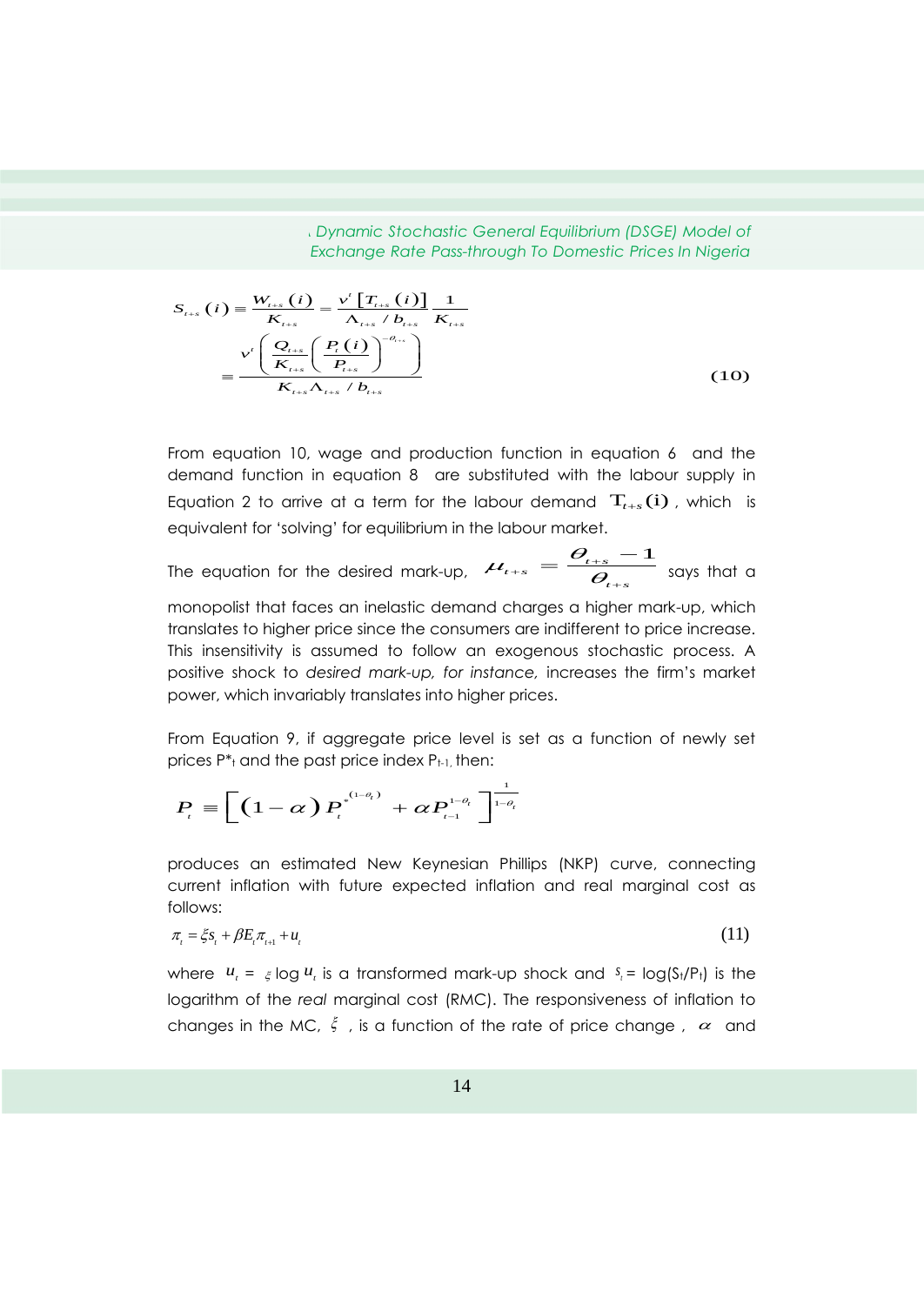$$S_{t+s}(i) \equiv \frac{W_{t+s}(i)}{K_{t+s}} = \frac{v^{\prime}\left[T_{t+s}(i)\right]}{\Lambda_{t+s}/b_{t+s}}\frac{1}{K_{t+s}}$$

$$= \frac{v^{\prime}\left(\frac{Q_{t+s}}{K_{t+s}}\left(\frac{P_{t}(i)}{P_{t+s}}\right)^{-\theta_{t+s}}\right)}{K_{t+s}\Lambda_{t+s}/b_{t+s}} \tag{10}$$

From equation 10, wage and production function in equation 6 and the demand function in equation 8 are substituted with the labour supply in Equation 2 to arrive at a term for the labour demand $\mathrm{T}_{t+s}(\mathrm{i})$, which is equivalent for 'solving' for equilibrium in the labour market.

The equation for the desired mark-up, $\mu_{t+s} = \frac{\theta_{t+s} - 1}{\theta_{t+s}}$ says that a monopolist that faces an inelastic demand charges a higher mark-up, which translates to higher price since the consumers are indifferent to price increase. This insensitivity is assumed to follow an exogenous stochastic process. A positive shock to *desired mark-up, for instance,* increases the firm's market power, which invariably translates into higher prices.

From Equation 9, if aggregate price level is set as a function of newly set prices $P^*_t$ and the past price index $P_{t-1}$, then:

$$P_t \equiv \left[(1-\alpha)P_t^{*(1-\theta_t)} + \alpha P_{t-1}^{1-\theta_t}\right]^{\frac{1}{1-\theta_t}}$$

produces an estimated New Keynesian Phillips (NKP) curve, connecting current inflation with future expected inflation and real marginal cost as follows:

$$\pi_t = \xi s_t + \beta E_t \pi_{t+1} + u_t \tag{11}$$

where $u_t = \xi \log u_t$ is a transformed mark-up shock and $s_t = \log(S_t/P_t)$ is the logarithm of the *real* marginal cost (RMC). The responsiveness of inflation to changes in the MC, $\xi$, is a function of the rate of price change, $\alpha$ and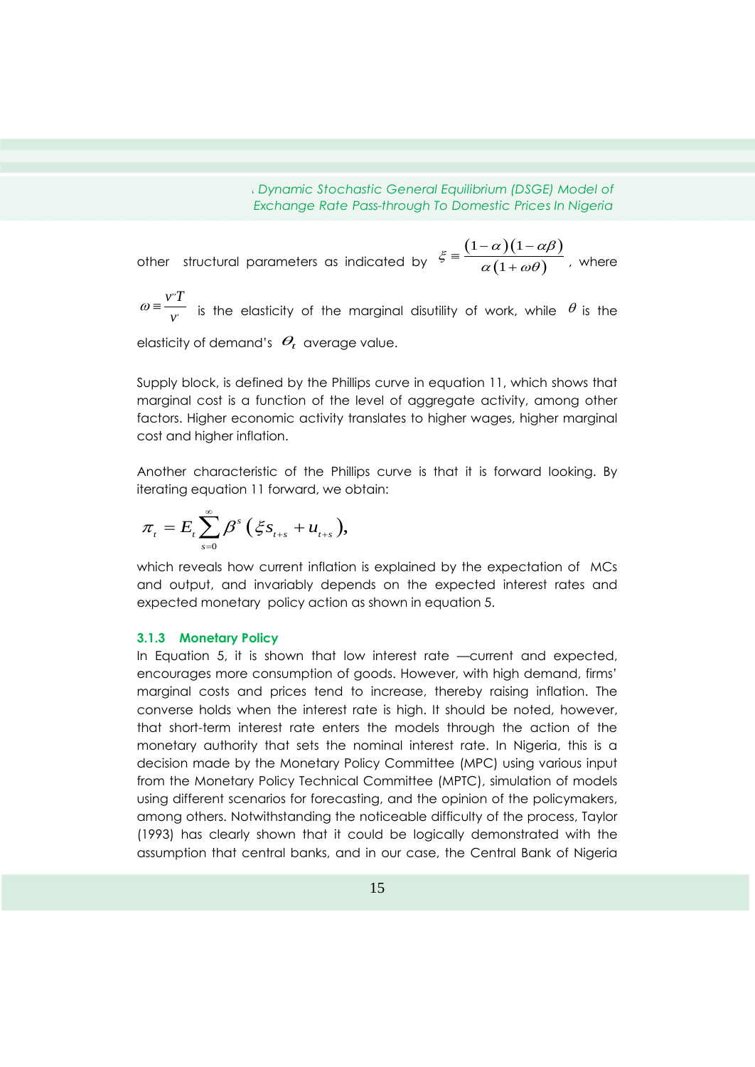other structural parameters as indicated by $\xi \equiv \frac{(1-\alpha)(1-\alpha\beta)}{\alpha(1+\omega\theta)}$, where $\omega \equiv \frac{v''T}{v'}$ is the elasticity of the marginal disutility of work, while $\theta$ is the elasticity of demand's $\theta_t$ average value.

Supply block, is defined by the Phillips curve in equation 11, which shows that marginal cost is a function of the level of aggregate activity, among other factors. Higher economic activity translates to higher wages, higher marginal cost and higher inflation.

Another characteristic of the Phillips curve is that it is forward looking. By iterating equation 11 forward, we obtain:

$$\pi_t = E_t \sum_{s=0}^{\infty} \beta^s \left( \xi s_{t+s} + u_{t+s} \right),$$

which reveals how current inflation is explained by the expectation of MCs and output, and invariably depends on the expected interest rates and expected monetary policy action as shown in equation 5.

### 3.1.3 Monetary Policy

In Equation 5, it is shown that low interest rate —current and expected, encourages more consumption of goods. However, with high demand, firms' marginal costs and prices tend to increase, thereby raising inflation. The converse holds when the interest rate is high. It should be noted, however, that short-term interest rate enters the models through the action of the monetary authority that sets the nominal interest rate. In Nigeria, this is a decision made by the Monetary Policy Committee (MPC) using various input from the Monetary Policy Technical Committee (MPTC), simulation of models using different scenarios for forecasting, and the opinion of the policymakers, among others. Notwithstanding the noticeable difficulty of the process, Taylor (1993) has clearly shown that it could be logically demonstrated with the assumption that central banks, and in our case, the Central Bank of Nigeria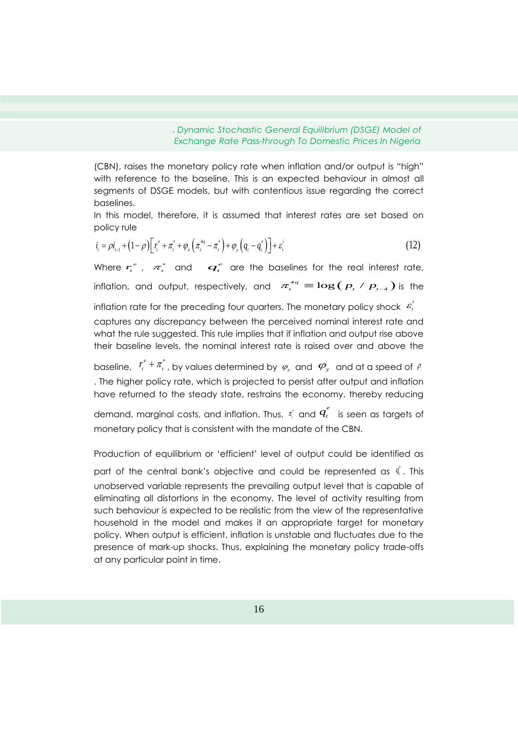(CBN), raises the monetary policy rate when inflation and/or output is "high" with reference to the baseline. This is an expected behaviour in almost all segments of DSGE models, but with contentious issue regarding the correct baselines.

In this model, therefore, it is assumed that interest rates are set based on policy rule

$$i_t = \rho i_{t-1} + (1-\rho)\left[r_t^e + \pi_t^* + \varphi_\pi\left(\pi_t^{4q} - \pi_t^*\right) + \varphi_y\left(q_t - q_t^e\right)\right] + \varepsilon_t^i \tag{12}$$

Where $r_t^e$, $\pi_t^*$ and $q_t^e$ are the baselines for the real interest rate, inflation, and output, respectively, and $\pi_t^{4q} \equiv \log(p_t / p_{t-4})$ is the inflation rate for the preceding four quarters. The monetary policy shock $\varepsilon_t^i$ captures any discrepancy between the perceived nominal interest rate and what the rule suggested. This rule implies that if inflation and output rise above their baseline levels, the nominal interest rate is raised over and above the baseline, $r_t^e + \pi_t^*$, by values determined by $\varphi_\pi$ and $\varphi_y$ and at a speed of $\rho$. The higher policy rate, which is projected to persist after output and inflation have returned to the steady state, restrains the economy, thereby reducing demand, marginal costs, and inflation. Thus, $\pi_t^*$ and $q_t^e$ is seen as targets of monetary policy that is consistent with the mandate of the CBN.

Production of equilibrium or 'efficient' level of output could be identified as part of the central bank's objective and could be represented as $q_t^e$. This unobserved variable represents the prevailing output level that is capable of eliminating all distortions in the economy. The level of activity resulting from such behaviour is expected to be realistic from the view of the representative household in the model and makes it an appropriate target for monetary policy. When output is efficient, inflation is unstable and fluctuates due to the presence of mark-up shocks. Thus, explaining the monetary policy trade-offs at any particular point in time.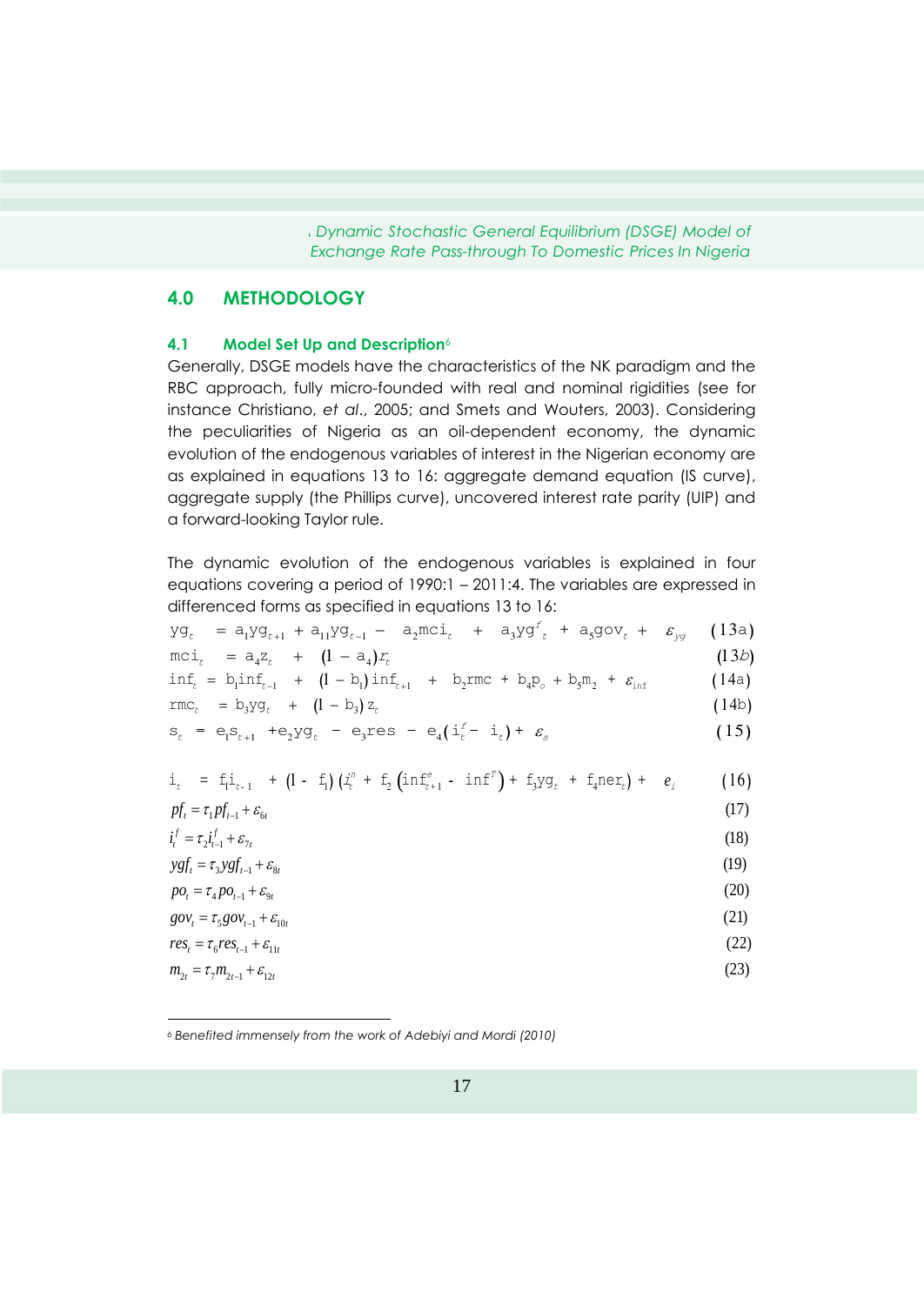## 4.0 METHODOLOGY

### 4.1 Model Set Up and Description[6]

Generally, DSGE models have the characteristics of the NK paradigm and the RBC approach, fully micro-founded with real and nominal rigidities (see for instance Christiano, *et al*., 2005; and Smets and Wouters, 2003). Considering the peculiarities of Nigeria as an oil-dependent economy, the dynamic evolution of the endogenous variables of interest in the Nigerian economy are as explained in equations 13 to 16: aggregate demand equation (IS curve), aggregate supply (the Phillips curve), uncovered interest rate parity (UIP) and a forward-looking Taylor rule.

The dynamic evolution of the endogenous variables is explained in four equations covering a period of 1990:1 – 2011:4. The variables are expressed in differenced forms as specified in equations 13 to 16:

$$yg_t = a_1 yg_{t+1} + a_{11} yg_{t-1} - a_2 mci_t + a_3 yg^f_t + a_5 gov_t + \varepsilon_{yg} \quad (13a)$$

$$mci_t = a_4 z_t + (1 - a_4) r_t \quad (13b)$$

$$inf_t = b_1 inf_{t-1} + (1 - b_1) inf_{t+1} + b_2 rmc + b_4 p_o + b_5 m_2 + \varepsilon_{inf} \quad (14a)$$

$$rmc_t = b_3 yg_t + (1 - b_3) z_t \quad (14b)$$

$$s_t = e_1 s_{t+1} + e_2 yg_t - e_3 res - e_4 (i^f_t - i_t) + \varepsilon_s \quad (15)$$

$$i_t = f_1 i_{t-1} + (1 - f_1)\left(i^n_t + f_2\left(inf^e_{t+1} - inf^T\right) + f_3 yg_t + f_4 ner_t\right) + e_i \quad (16)$$

$$pf_t = \tau_1 pf_{t-1} + \varepsilon_{6t} \quad (17)$$

$$i^f_t = \tau_2 i^f_{t-1} + \varepsilon_{7t} \quad (18)$$

$$ygf_t = \tau_3 ygf_{t-1} + \varepsilon_{8t} \quad (19)$$

$$po_t = \tau_4 po_{t-1} + \varepsilon_{9t} \quad (20)$$

$$gov_t = \tau_5 gov_{t-1} + \varepsilon_{10t} \quad (21)$$

$$res_t = \tau_6 res_{t-1} + \varepsilon_{11t} \quad (22)$$

$$m_{2t} = \tau_7 m_{2t-1} + \varepsilon_{12t} \quad (23)$$

---

[6] *Benefited immensely from the work of Adebiyi and Mordi (2010)*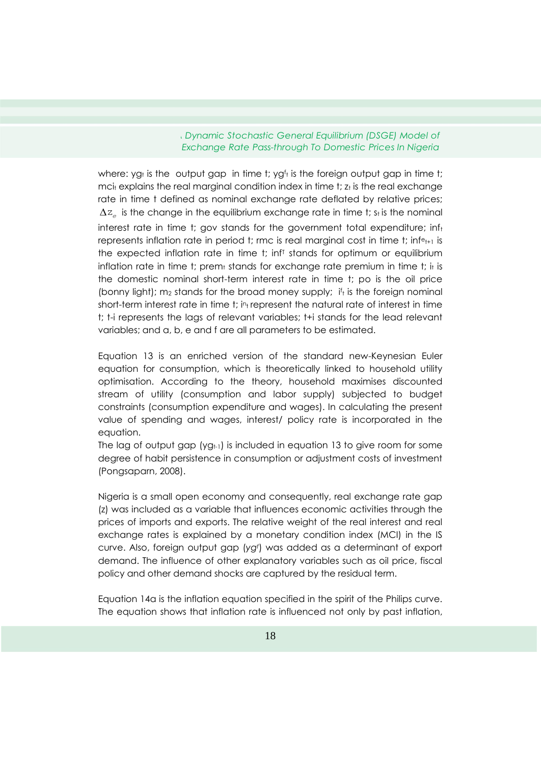where: $yg_t$ is the output gap in time t; $yg^f_t$ is the foreign output gap in time t; $mci_t$ explains the real marginal condition index in time t; $z_t$ is the real exchange rate in time t defined as nominal exchange rate deflated by relative prices; $\Delta z_e$ is the change in the equilibrium exchange rate in time t; $s_t$ is the nominal interest rate in time t; gov stands for the government total expenditure; $inf_t$ represents inflation rate in period t; rmc is real marginal cost in time t; $inf^e_{t+1}$ is the expected inflation rate in time t; $inf^T$ stands for optimum or equilibrium inflation rate in time t; $prem_t$ stands for exchange rate premium in time t; $i_t$ is the domestic nominal short-term interest rate in time t; po is the oil price (bonny light); $m_2$ stands for the broad money supply; $i^f_t$ is the foreign nominal short-term interest rate in time t; $i^n_t$ represent the natural rate of interest in time t; t-i represents the lags of relevant variables; t+i stands for the lead relevant variables; and a, b, e and f are all parameters to be estimated.

Equation 13 is an enriched version of the standard new-Keynesian Euler equation for consumption, which is theoretically linked to household utility optimisation. According to the theory, household maximises discounted stream of utility (consumption and labor supply) subjected to budget constraints (consumption expenditure and wages). In calculating the present value of spending and wages, interest/ policy rate is incorporated in the equation.
The lag of output gap ($yg_{t-1}$) is included in equation 13 to give room for some degree of habit persistence in consumption or adjustment costs of investment (Pongsaparn, 2008).

Nigeria is a small open economy and consequently, real exchange rate gap (z) was included as a variable that influences economic activities through the prices of imports and exports. The relative weight of the real interest and real exchange rates is explained by a monetary condition index (MCI) in the IS curve. Also, foreign output gap ($yg^f$) was added as a determinant of export demand. The influence of other explanatory variables such as oil price, fiscal policy and other demand shocks are captured by the residual term.

Equation 14a is the inflation equation specified in the spirit of the Philips curve. The equation shows that inflation rate is influenced not only by past inflation,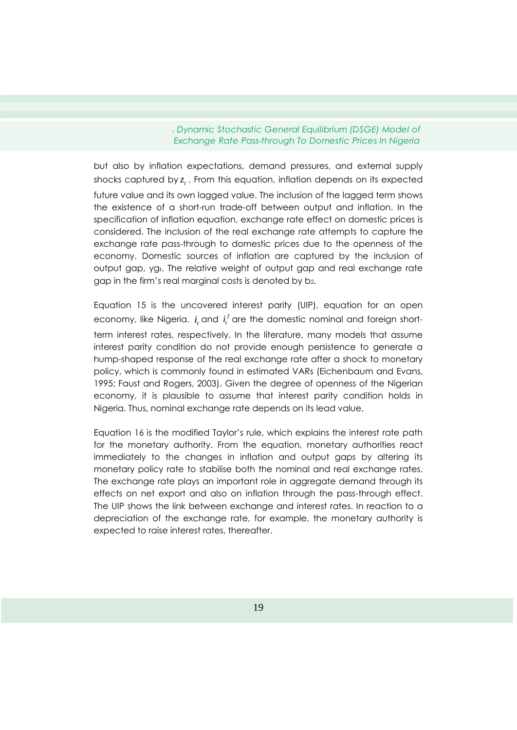but also by inflation expectations, demand pressures, and external supply shocks captured by $z_t$. From this equation, inflation depends on its expected future value and its own lagged value. The inclusion of the lagged term shows the existence of a short-run trade-off between output and inflation. In the specification of inflation equation, exchange rate effect on domestic prices is considered. The inclusion of the real exchange rate attempts to capture the exchange rate pass-through to domestic prices due to the openness of the economy. Domestic sources of inflation are captured by the inclusion of output gap, $yg_t$. The relative weight of output gap and real exchange rate gap in the firm's real marginal costs is denoted by $b_2$.

Equation 15 is the uncovered interest parity (UIP), equation for an open economy, like Nigeria. $i_t$ and $i_t^f$ are the domestic nominal and foreign short-term interest rates, respectively. In the literature, many models that assume interest parity condition do not provide enough persistence to generate a hump-shaped response of the real exchange rate after a shock to monetary policy, which is commonly found in estimated VARs (Eichenbaum and Evans, 1995; Faust and Rogers, 2003). Given the degree of openness of the Nigerian economy, it is plausible to assume that interest parity condition holds in Nigeria. Thus, nominal exchange rate depends on its lead value.

Equation 16 is the modified Taylor's rule, which explains the interest rate path for the monetary authority. From the equation, monetary authorities react immediately to the changes in inflation and output gaps by altering its monetary policy rate to stabilise both the nominal and real exchange rates. The exchange rate plays an important role in aggregate demand through its effects on net export and also on inflation through the pass-through effect. The UIP shows the link between exchange and interest rates. In reaction to a depreciation of the exchange rate, for example, the monetary authority is expected to raise interest rates, thereafter.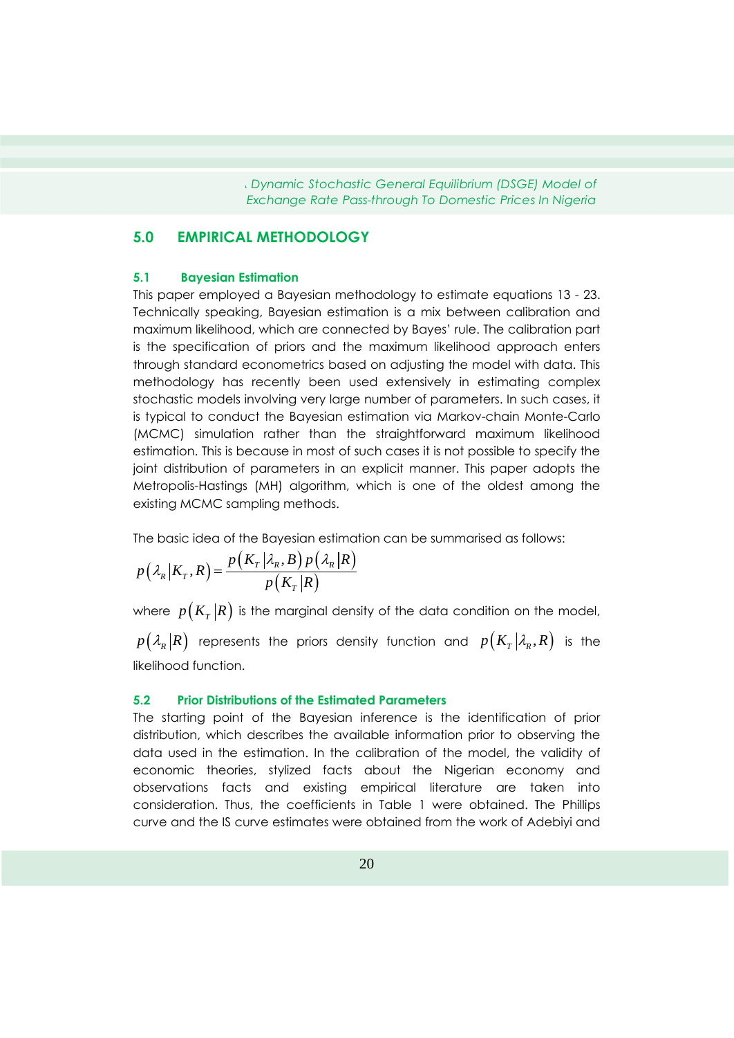## 5.0 EMPIRICAL METHODOLOGY

### 5.1 Bayesian Estimation

This paper employed a Bayesian methodology to estimate equations 13 - 23. Technically speaking, Bayesian estimation is a mix between calibration and maximum likelihood, which are connected by Bayes' rule. The calibration part is the specification of priors and the maximum likelihood approach enters through standard econometrics based on adjusting the model with data. This methodology has recently been used extensively in estimating complex stochastic models involving very large number of parameters. In such cases, it is typical to conduct the Bayesian estimation via Markov-chain Monte-Carlo (MCMC) simulation rather than the straightforward maximum likelihood estimation. This is because in most of such cases it is not possible to specify the joint distribution of parameters in an explicit manner. This paper adopts the Metropolis-Hastings (MH) algorithm, which is one of the oldest among the existing MCMC sampling methods.

The basic idea of the Bayesian estimation can be summarised as follows:

$$p(\lambda_R | K_T, R) = \frac{p(K_T | \lambda_R, B)\, p(\lambda_R | R)}{p(K_T | R)}$$

where $p(K_T | R)$ is the marginal density of the data condition on the model, $p(\lambda_R | R)$ represents the priors density function and $p(K_T | \lambda_R, R)$ is the likelihood function.

### 5.2 Prior Distributions of the Estimated Parameters

The starting point of the Bayesian inference is the identification of prior distribution, which describes the available information prior to observing the data used in the estimation. In the calibration of the model, the validity of economic theories, stylized facts about the Nigerian economy and observations facts and existing empirical literature are taken into consideration. Thus, the coefficients in Table 1 were obtained. The Phillips curve and the IS curve estimates were obtained from the work of Adebiyi and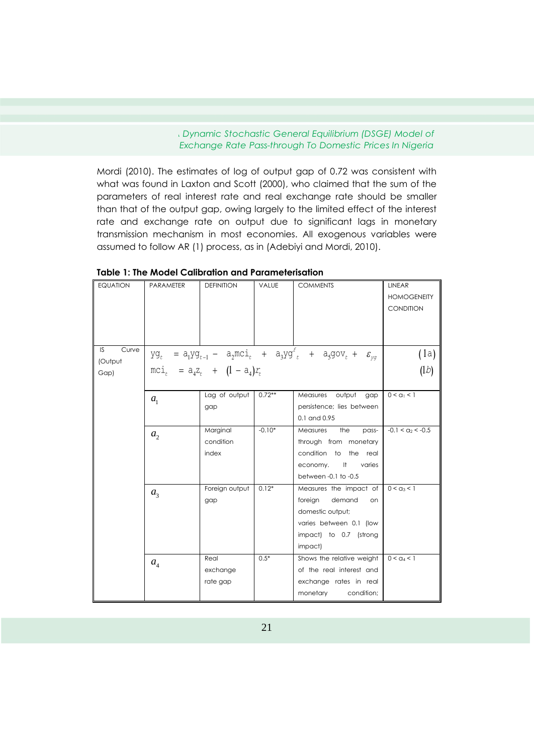Mordi (2010). The estimates of log of output gap of 0.72 was consistent with what was found in Laxton and Scott (2000), who claimed that the sum of the parameters of real interest rate and real exchange rate should be smaller than that of the output gap, owing largely to the limited effect of the interest rate and exchange rate on output due to significant lags in monetary transmission mechanism in most economies. All exogenous variables were assumed to follow AR (1) process, as in (Adebiyi and Mordi, 2010).

**Table 1: The Model Calibration and Parameterisation**

| EQUATION | PARAMETER | DEFINITION | VALUE | COMMENTS | LINEAR HOMOGENEITY CONDITION |
|---|---|---|---|---|---|
| IS Curve (Output Gap) | $yg_t = a_1 yg_{t-1} - a_2 mci_t + a_3 yg^f_t + a_5 gov_t + \varepsilon_{yg}$ <br> $mci_t = a_4 z_t + (1 - a_4) r_t$ | | | | (1a) <br> (1b) |
| | $a_1$ | Lag of output gap | 0.72** | Measures output gap persistence; lies between 0.1 and 0.95 | $0 < a_1 < 1$ |
| | $a_2$ | Marginal condition index | -0.10* | Measures the pass-through from monetary condition to the real economy. It varies between -0.1 to -0.5 | $-0.1 < a_2 < -0.5$ |
| | $a_3$ | Foreign output gap | 0.12* | Measures the impact of foreign demand on domestic output; varies between 0.1 (low impact) to 0.7 (strong impact) | $0 < a_3 < 1$ |
| | $a_4$ | Real exchange rate gap | 0.5* | Shows the relative weight of the real interest and exchange rates in real monetary condition; | $0 < a_4 < 1$ |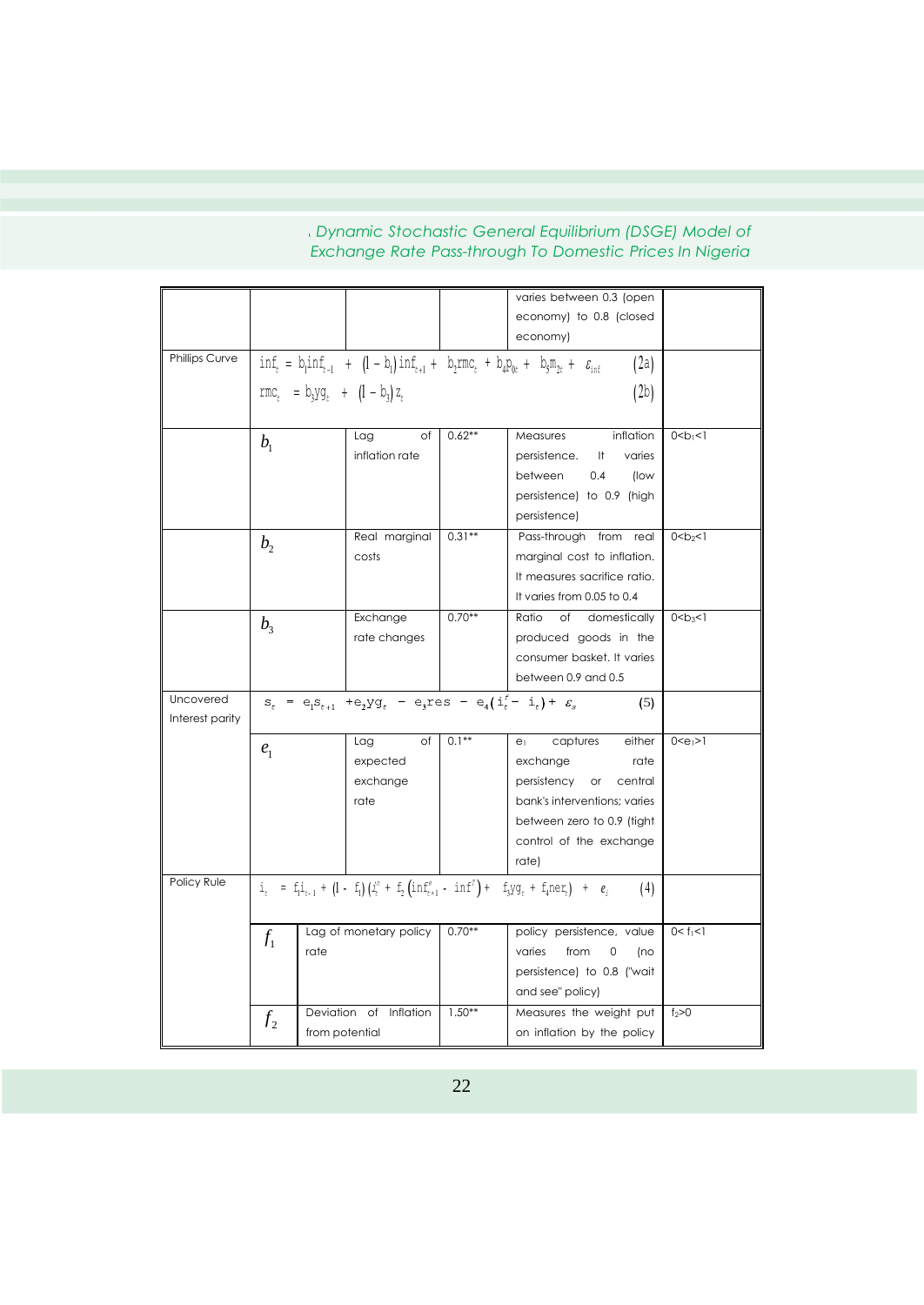| | | | | | |
|---|---|---|---|---|---|
| | | | | varies between 0.3 (open economy) to 0.8 (closed economy) | |
| Phillips Curve | $inf_t = b_1 inf_{t-1} + (1-b_1) inf_{t+1} + b_2 rmc_t + b_4 p_{0t} + b_5 m_{2t} + \varepsilon_{inf}$ (2a) <br> $rmc_t = b_3 yg_t + (1-b_3) z_t$ (2b) | | | | |
| | $b_1$ | Lag of inflation rate | 0.62** | Measures inflation persistence. It varies between 0.4 (low persistence) to 0.9 (high persistence) | $0<b_1<1$ |
| | $b_2$ | Real marginal costs | 0.31** | Pass-through from real marginal cost to inflation. It measures sacrifice ratio. It varies from 0.05 to 0.4 | $0<b_2<1$ |
| | $b_3$ | Exchange rate changes | 0.70** | Ratio of domestically produced goods in the consumer basket. It varies between 0.9 and 0.5 | $0<b_3<1$ |
| Uncovered Interest parity | $s_t = e_1 s_{t+1} + e_2 yg_t - e_3 res - e_4(i_t^f - i_t) + \varepsilon_s$ (5) | | | | |
| | $e_1$ | Lag of expected exchange rate | 0.1** | $e_1$ captures either exchange rate persistency or central bank's interventions; varies between zero to 0.9 (tight control of the exchange rate) | $0<e_1>1$ |
| Policy Rule | $i_t = f_1 i_{t-1} + (1-f_1)(i_t^n + f_2(inf_{t+1}^e - inf^T) + f_3 yg_t + f_4 ner_t) + e_i$ (4) | | | | |
| | $f_1$ | Lag of monetary policy rate | 0.70** | policy persistence, value varies from 0 (no persistence) to 0.8 ("wait and see" policy) | $0< f_1<1$ |
| | $f_2$ | Deviation of Inflation from potential | 1.50** | Measures the weight put on inflation by the policy | $f_2>0$ |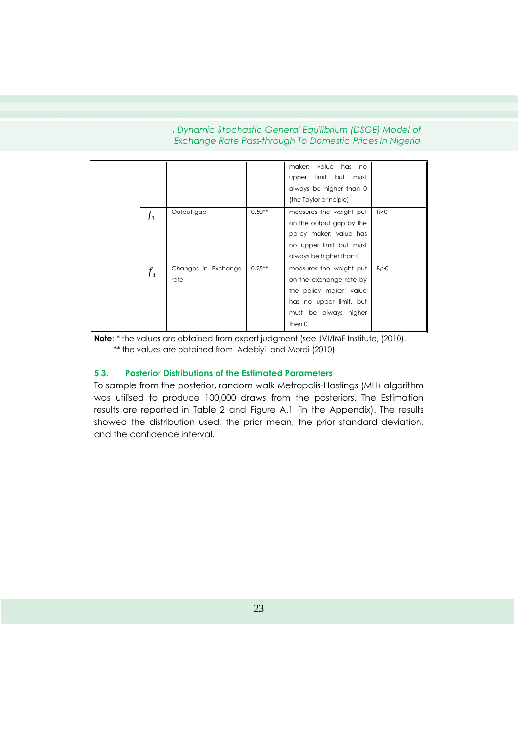|  |  |  |  | maker; value has no upper limit but must always be higher than 0 (the Taylor principle) |  |
|---|---|---|---|---|---|
|  | $f_3$ | Output gap | 0.50** | measures the weight put on the output gap by the policy maker; value has no upper limit but must always be higher than 0 | $f_3>0$ |
|  | $f_4$ | Changes in Exchange rate | 0.25** | measures the weight put on the exchange rate by the policy maker; value has no upper limit, but must be always higher then 0 | $F_4>0$ |

**Note**: * the values are obtained from expert judgment (see JVI/IMF Institute, (2010).
** the values are obtained from Adebiyi and Mordi (2010)

### 5.3. Posterior Distributions of the Estimated Parameters

To sample from the posterior, random walk Metropolis-Hastings (MH) algorithm was utilised to produce 100,000 draws from the posteriors. The Estimation results are reported in Table 2 and Figure A.1 (in the Appendix). The results showed the distribution used, the prior mean, the prior standard deviation, and the confidence interval.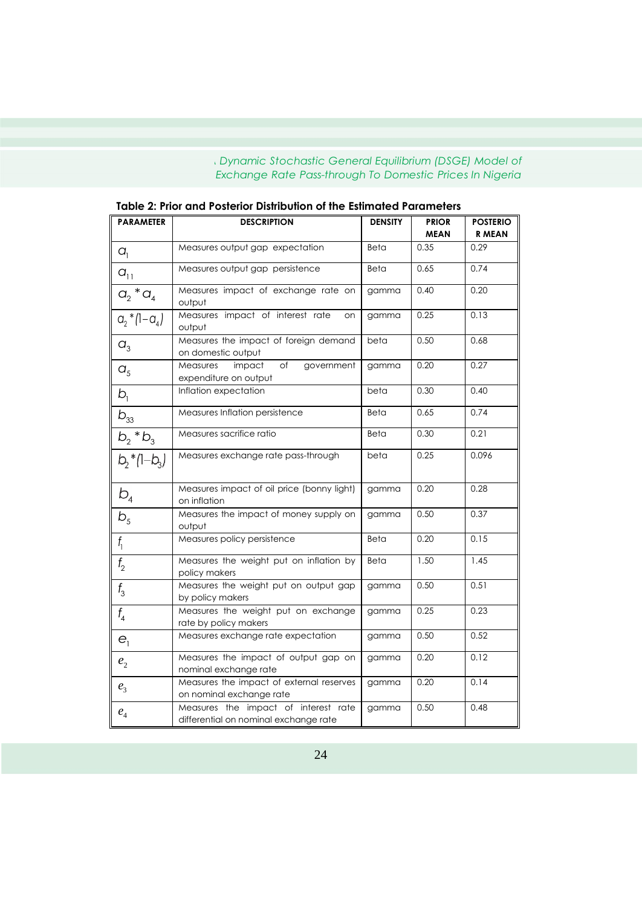**Table 2: Prior and Posterior Distribution of the Estimated Parameters**

| PARAMETER | DESCRIPTION | DENSITY | PRIOR MEAN | POSTERIOR MEAN |
|---|---|---|---|---|
| $a_1$ | Measures output gap expectation | Beta | 0.35 | 0.29 |
| $a_{11}$ | Measures output gap persistence | Beta | 0.65 | 0.74 |
| $a_2 * a_4$ | Measures impact of exchange rate on output | gamma | 0.40 | 0.20 |
| $a_2 * (1 - a_4)$ | Measures impact of interest rate on output | gamma | 0.25 | 0.13 |
| $a_3$ | Measures the impact of foreign demand on domestic output | beta | 0.50 | 0.68 |
| $a_5$ | Measures impact of government expenditure on output | gamma | 0.20 | 0.27 |
| $b_1$ | Inflation expectation | beta | 0.30 | 0.40 |
| $b_{33}$ | Measures Inflation persistence | Beta | 0.65 | 0.74 |
| $b_2 * b_3$ | Measures sacrifice ratio | Beta | 0.30 | 0.21 |
| $b_2 * (1 - b_3)$ | Measures exchange rate pass-through | beta | 0.25 | 0.096 |
| $b_4$ | Measures impact of oil price (bonny light) on inflation | gamma | 0.20 | 0.28 |
| $b_5$ | Measures the impact of money supply on output | gamma | 0.50 | 0.37 |
| $f_1$ | Measures policy persistence | Beta | 0.20 | 0.15 |
| $f_2$ | Measures the weight put on inflation by policy makers | Beta | 1.50 | 1.45 |
| $f_3$ | Measures the weight put on output gap by policy makers | gamma | 0.50 | 0.51 |
| $f_4$ | Measures the weight put on exchange rate by policy makers | gamma | 0.25 | 0.23 |
| $e_1$ | Measures exchange rate expectation | gamma | 0.50 | 0.52 |
| $e_2$ | Measures the impact of output gap on nominal exchange rate | gamma | 0.20 | 0.12 |
| $e_3$ | Measures the impact of external reserves on nominal exchange rate | gamma | 0.20 | 0.14 |
| $e_4$ | Measures the impact of interest rate differential on nominal exchange rate | gamma | 0.50 | 0.48 |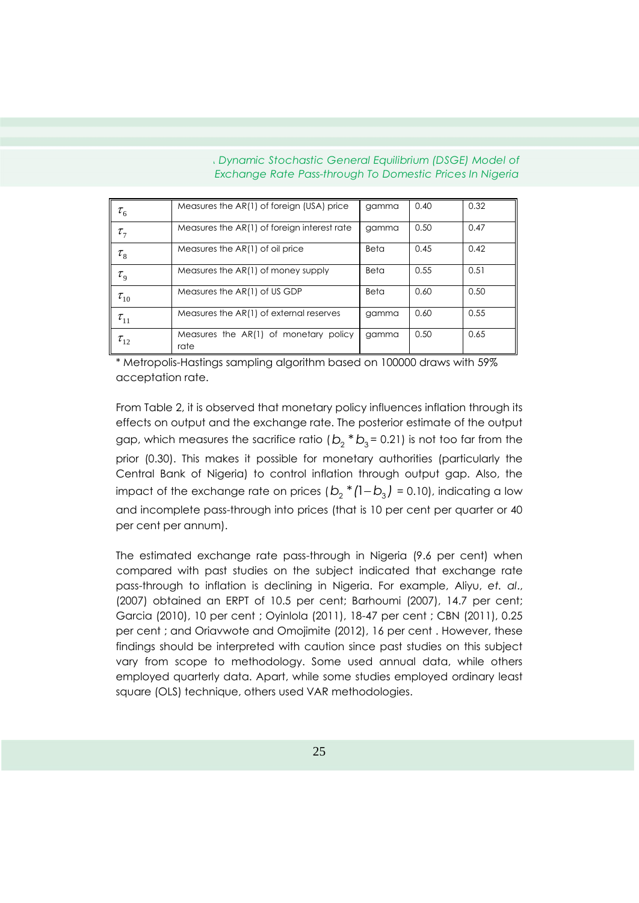| | | | | |
|---|---|---|---|---|
| $\tau_6$ | Measures the AR(1) of foreign (USA) price | gamma | 0.40 | 0.32 |
| $\tau_7$ | Measures the AR(1) of foreign interest rate | gamma | 0.50 | 0.47 |
| $\tau_8$ | Measures the AR(1) of oil price | Beta | 0.45 | 0.42 |
| $\tau_9$ | Measures the AR(1) of money supply | Beta | 0.55 | 0.51 |
| $\tau_{10}$ | Measures the AR(1) of US GDP | Beta | 0.60 | 0.50 |
| $\tau_{11}$ | Measures the AR(1) of external reserves | gamma | 0.60 | 0.55 |
| $\tau_{12}$ | Measures the AR(1) of monetary policy rate | gamma | 0.50 | 0.65 |

* Metropolis-Hastings sampling algorithm based on 100000 draws with 59% acceptation rate.

From Table 2, it is observed that monetary policy influences inflation through its effects on output and the exchange rate. The posterior estimate of the output gap, which measures the sacrifice ratio ($b_2 * b_3$ = 0.21) is not too far from the prior (0.30). This makes it possible for monetary authorities (particularly the Central Bank of Nigeria) to control inflation through output gap. Also, the impact of the exchange rate on prices ($b_2 * (1 - b_3)$ = 0.10), indicating a low and incomplete pass-through into prices (that is 10 per cent per quarter or 40 per cent per annum).

The estimated exchange rate pass-through in Nigeria (9.6 per cent) when compared with past studies on the subject indicated that exchange rate pass-through to inflation is declining in Nigeria. For example, Aliyu, *et. al*., (2007) obtained an ERPT of 10.5 per cent; Barhoumi (2007), 14.7 per cent; Garcia (2010), 10 per cent ; Oyinlola (2011), 18-47 per cent ; CBN (2011), 0.25 per cent ; and Oriavwote and Omojimite (2012), 16 per cent . However, these findings should be interpreted with caution since past studies on this subject vary from scope to methodology. Some used annual data, while others employed quarterly data. Apart, while some studies employed ordinary least square (OLS) technique, others used VAR methodologies.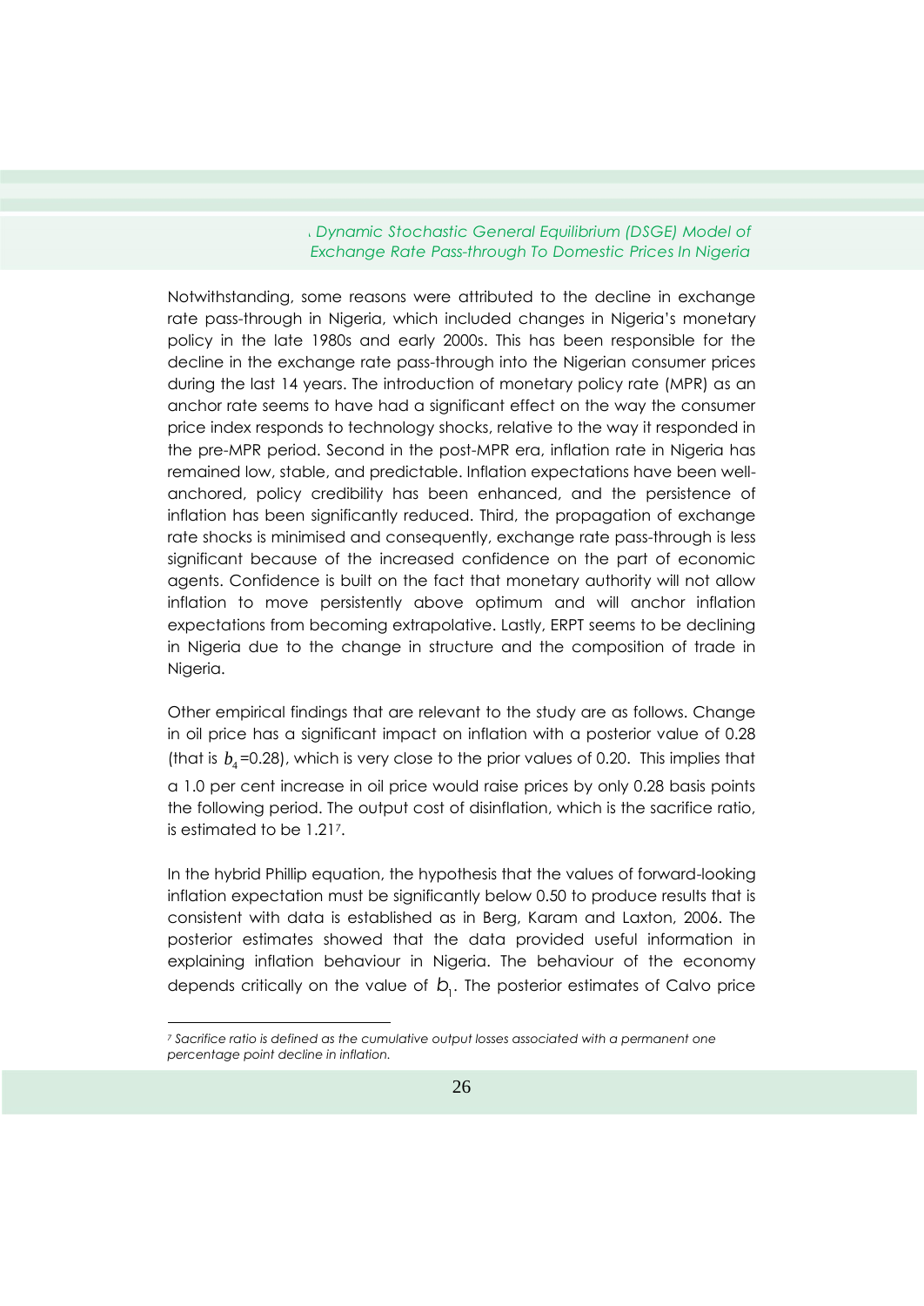Notwithstanding, some reasons were attributed to the decline in exchange rate pass-through in Nigeria, which included changes in Nigeria's monetary policy in the late 1980s and early 2000s. This has been responsible for the decline in the exchange rate pass-through into the Nigerian consumer prices during the last 14 years. The introduction of monetary policy rate (MPR) as an anchor rate seems to have had a significant effect on the way the consumer price index responds to technology shocks, relative to the way it responded in the pre-MPR period. Second in the post-MPR era, inflation rate in Nigeria has remained low, stable, and predictable. Inflation expectations have been well-anchored, policy credibility has been enhanced, and the persistence of inflation has been significantly reduced. Third, the propagation of exchange rate shocks is minimised and consequently, exchange rate pass-through is less significant because of the increased confidence on the part of economic agents. Confidence is built on the fact that monetary authority will not allow inflation to move persistently above optimum and will anchor inflation expectations from becoming extrapolative. Lastly, ERPT seems to be declining in Nigeria due to the change in structure and the composition of trade in Nigeria.

Other empirical findings that are relevant to the study are as follows. Change in oil price has a significant impact on inflation with a posterior value of 0.28 (that is $b_4$=0.28), which is very close to the prior values of 0.20. This implies that a 1.0 per cent increase in oil price would raise prices by only 0.28 basis points the following period. The output cost of disinflation, which is the sacrifice ratio, is estimated to be 1.21[7].

In the hybrid Phillip equation, the hypothesis that the values of forward-looking inflation expectation must be significantly below 0.50 to produce results that is consistent with data is established as in Berg, Karam and Laxton, 2006. The posterior estimates showed that the data provided useful information in explaining inflation behaviour in Nigeria. The behaviour of the economy depends critically on the value of $b_1$. The posterior estimates of Calvo price

[7] *Sacrifice ratio is defined as the cumulative output losses associated with a permanent one percentage point decline in inflation.*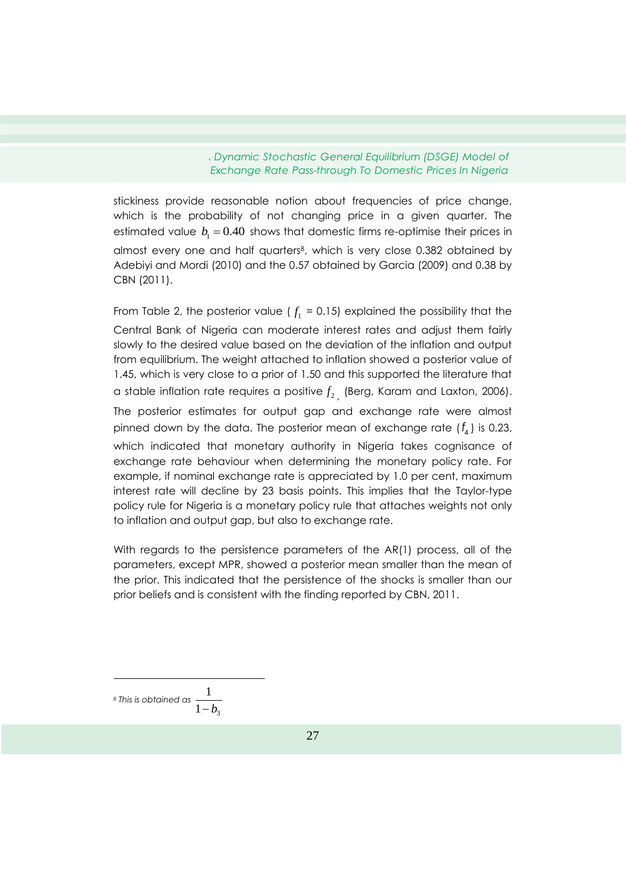stickiness provide reasonable notion about frequencies of price change, which is the probability of not changing price in a given quarter. The estimated value $b_1 = 0.40$ shows that domestic firms re-optimise their prices in almost every one and half quarters[8], which is very close 0.382 obtained by Adebiyi and Mordi (2010) and the 0.57 obtained by Garcia (2009) and 0.38 by CBN (2011).

From Table 2, the posterior value ( $f_1$ = 0.15) explained the possibility that the Central Bank of Nigeria can moderate interest rates and adjust them fairly slowly to the desired value based on the deviation of the inflation and output from equilibrium. The weight attached to inflation showed a posterior value of 1.45, which is very close to a prior of 1.50 and this supported the literature that a stable inflation rate requires a positive $f_2$, (Berg, Karam and Laxton, 2006). The posterior estimates for output gap and exchange rate were almost pinned down by the data. The posterior mean of exchange rate ($f_4$) is 0.23, which indicated that monetary authority in Nigeria takes cognisance of exchange rate behaviour when determining the monetary policy rate. For example, if nominal exchange rate is appreciated by 1.0 per cent, maximum interest rate will decline by 23 basis points. This implies that the Taylor-type policy rule for Nigeria is a monetary policy rule that attaches weights not only to inflation and output gap, but also to exchange rate.

With regards to the persistence parameters of the AR(1) process, all of the parameters, except MPR, showed a posterior mean smaller than the mean of the prior. This indicated that the persistence of the shocks is smaller than our prior beliefs and is consistent with the finding reported by CBN, 2011.

---

[8] *This is obtained as* $\dfrac{1}{1-b_3}$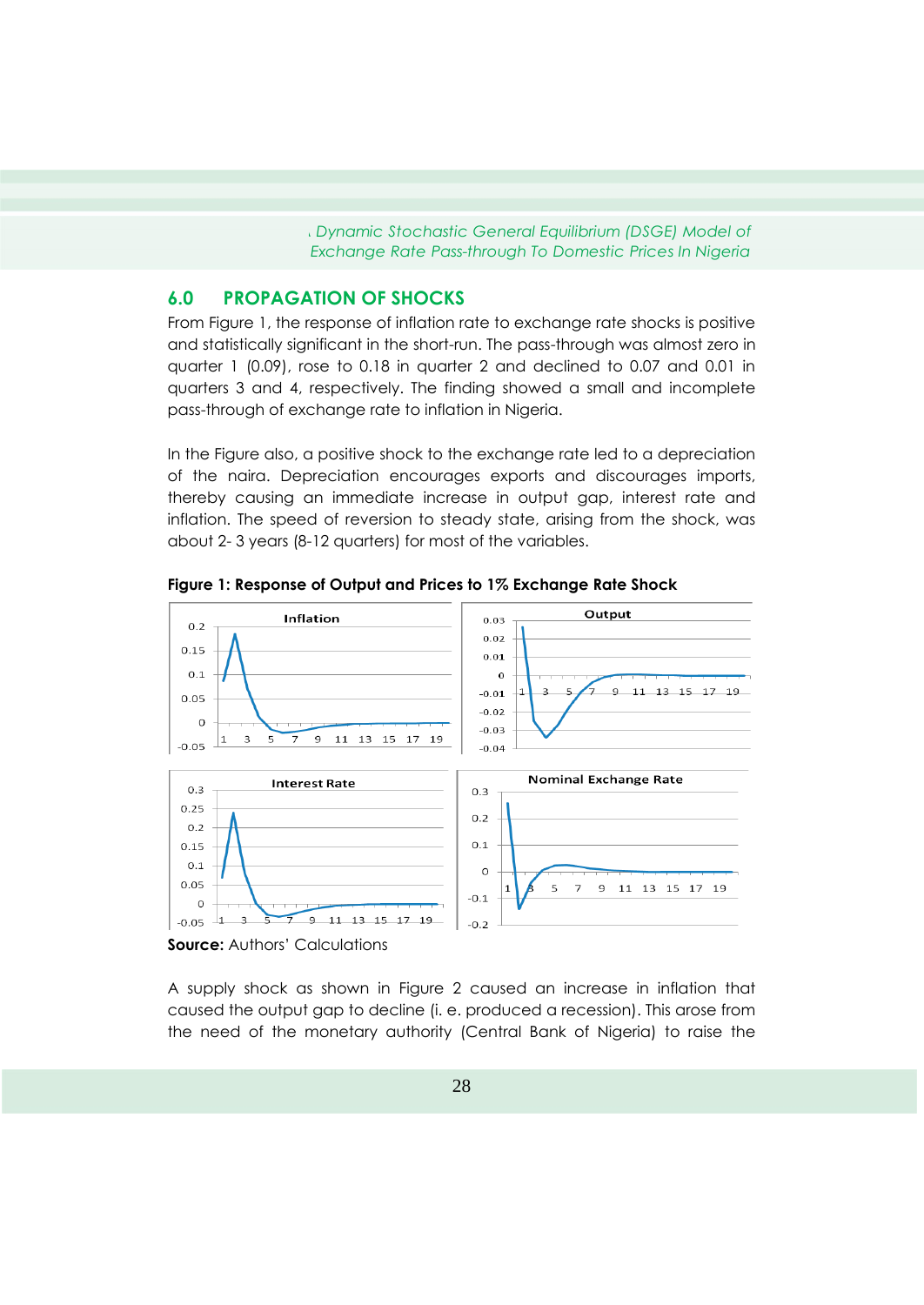## 6.0 PROPAGATION OF SHOCKS

From Figure 1, the response of inflation rate to exchange rate shocks is positive and statistically significant in the short-run. The pass-through was almost zero in quarter 1 (0.09), rose to 0.18 in quarter 2 and declined to 0.07 and 0.01 in quarters 3 and 4, respectively. The finding showed a small and incomplete pass-through of exchange rate to inflation in Nigeria.

In the Figure also, a positive shock to the exchange rate led to a depreciation of the naira. Depreciation encourages exports and discourages imports, thereby causing an immediate increase in output gap, interest rate and inflation. The speed of reversion to steady state, arising from the shock, was about 2- 3 years (8-12 quarters) for most of the variables.

**Figure 1: Response of Output and Prices to 1% Exchange Rate Shock**

**Source:** Authors' Calculations

A supply shock as shown in Figure 2 caused an increase in inflation that caused the output gap to decline (i. e. produced a recession). This arose from the need of the monetary authority (Central Bank of Nigeria) to raise the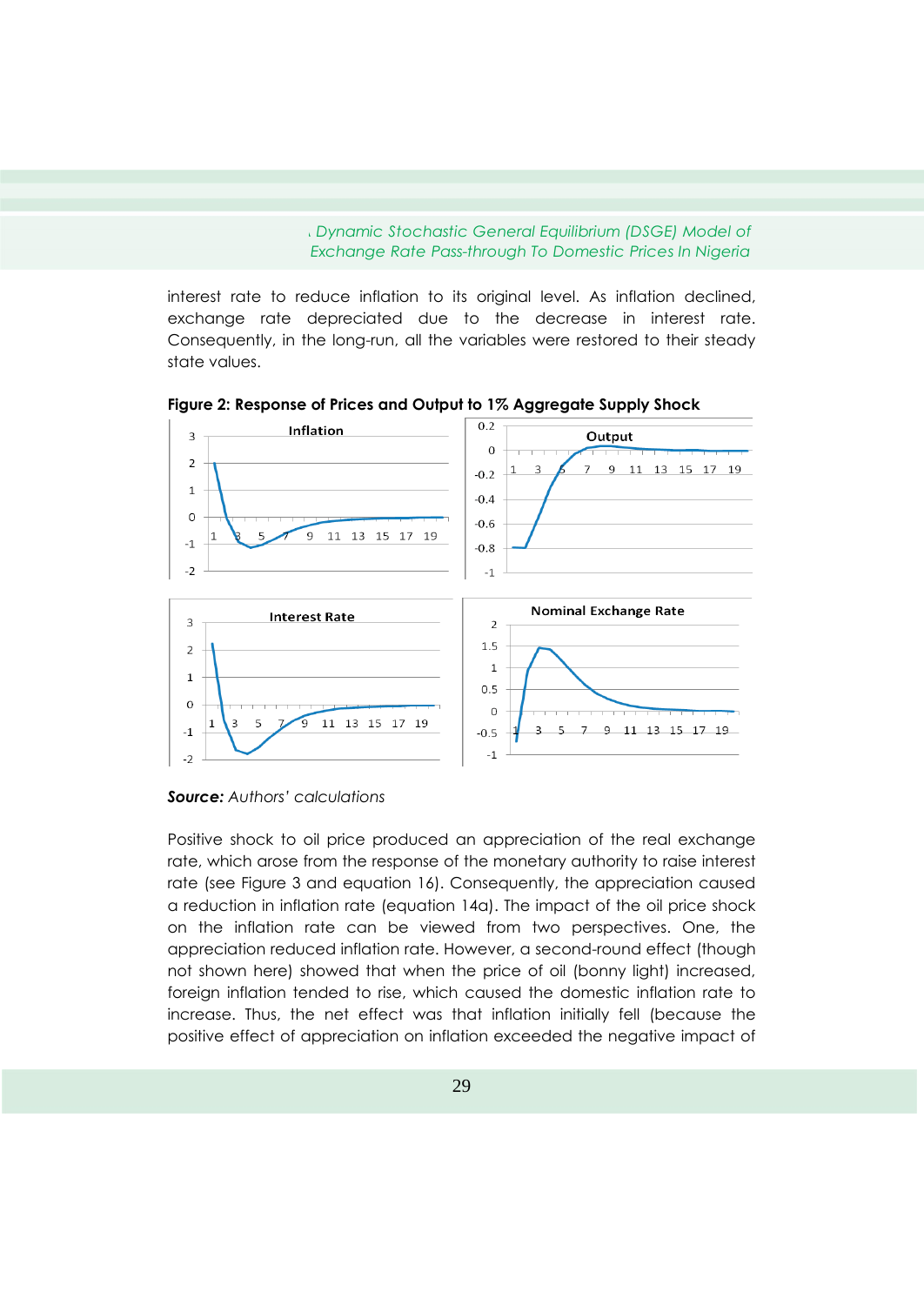interest rate to reduce inflation to its original level. As inflation declined, exchange rate depreciated due to the decrease in interest rate. Consequently, in the long-run, all the variables were restored to their steady state values.

**Figure 2: Response of Prices and Output to 1% Aggregate Supply Shock**

***Source:*** *Authors' calculations*

Positive shock to oil price produced an appreciation of the real exchange rate, which arose from the response of the monetary authority to raise interest rate (see Figure 3 and equation 16). Consequently, the appreciation caused a reduction in inflation rate (equation 14a). The impact of the oil price shock on the inflation rate can be viewed from two perspectives. One, the appreciation reduced inflation rate. However, a second-round effect (though not shown here) showed that when the price of oil (bonny light) increased, foreign inflation tended to rise, which caused the domestic inflation rate to increase. Thus, the net effect was that inflation initially fell (because the positive effect of appreciation on inflation exceeded the negative impact of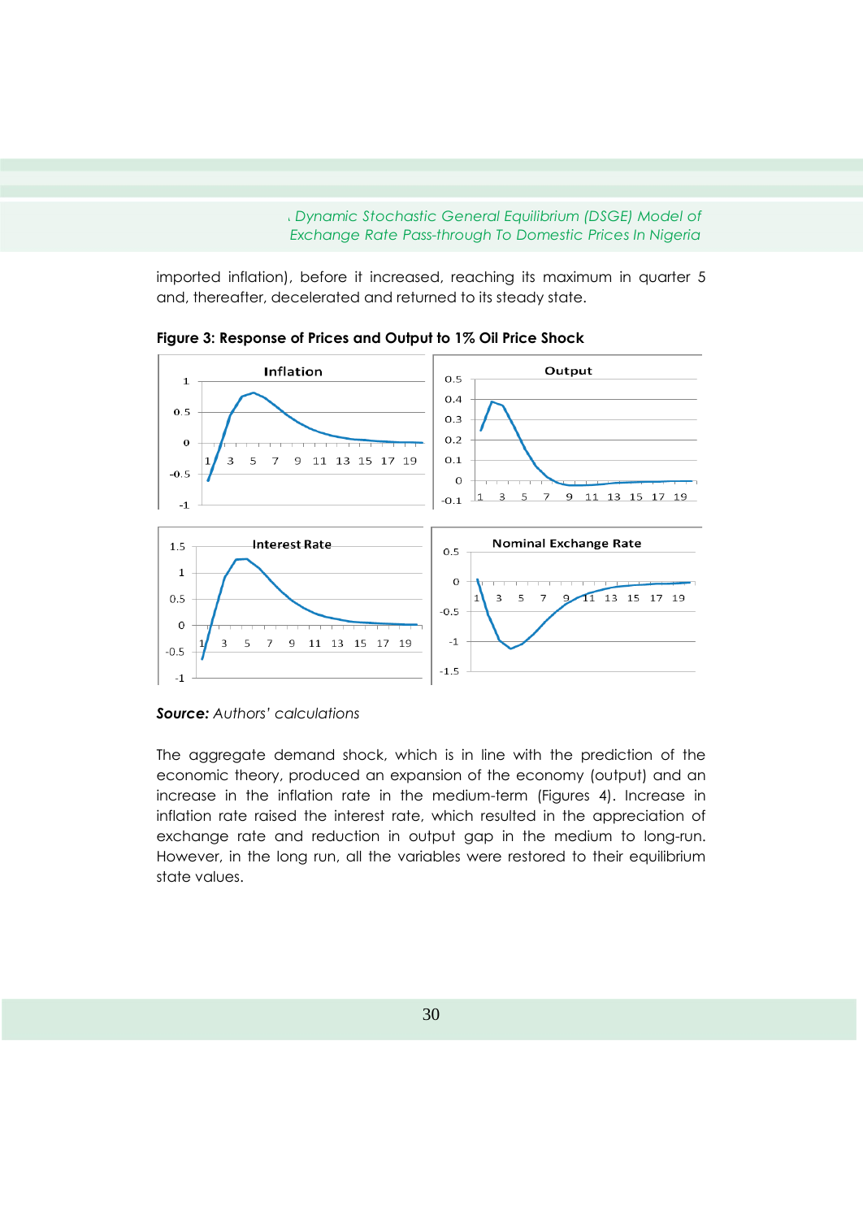imported inflation), before it increased, reaching its maximum in quarter 5 and, thereafter, decelerated and returned to its steady state.

**Figure 3: Response of Prices and Output to 1% Oil Price Shock**

***Source:*** *Authors' calculations*

The aggregate demand shock, which is in line with the prediction of the economic theory, produced an expansion of the economy (output) and an increase in the inflation rate in the medium-term (Figures 4). Increase in inflation rate raised the interest rate, which resulted in the appreciation of exchange rate and reduction in output gap in the medium to long-run. However, in the long run, all the variables were restored to their equilibrium state values.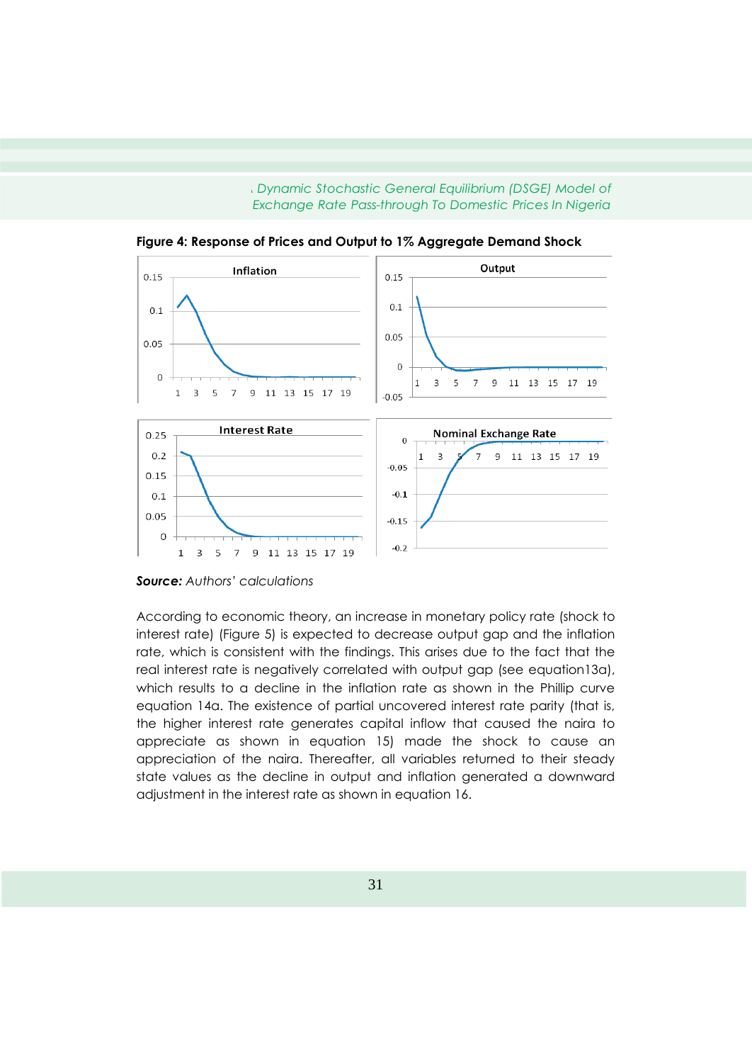**Figure 4: Response of Prices and Output to 1% Aggregate Demand Shock**

*Source:* Authors' calculations

According to economic theory, an increase in monetary policy rate (shock to interest rate) (Figure 5) is expected to decrease output gap and the inflation rate, which is consistent with the findings. This arises due to the fact that the real interest rate is negatively correlated with output gap (see equation13a), which results to a decline in the inflation rate as shown in the Phillip curve equation 14a. The existence of partial uncovered interest rate parity (that is, the higher interest rate generates capital inflow that caused the naira to appreciate as shown in equation 15) made the shock to cause an appreciation of the naira. Thereafter, all variables returned to their steady state values as the decline in output and inflation generated a downward adjustment in the interest rate as shown in equation 16.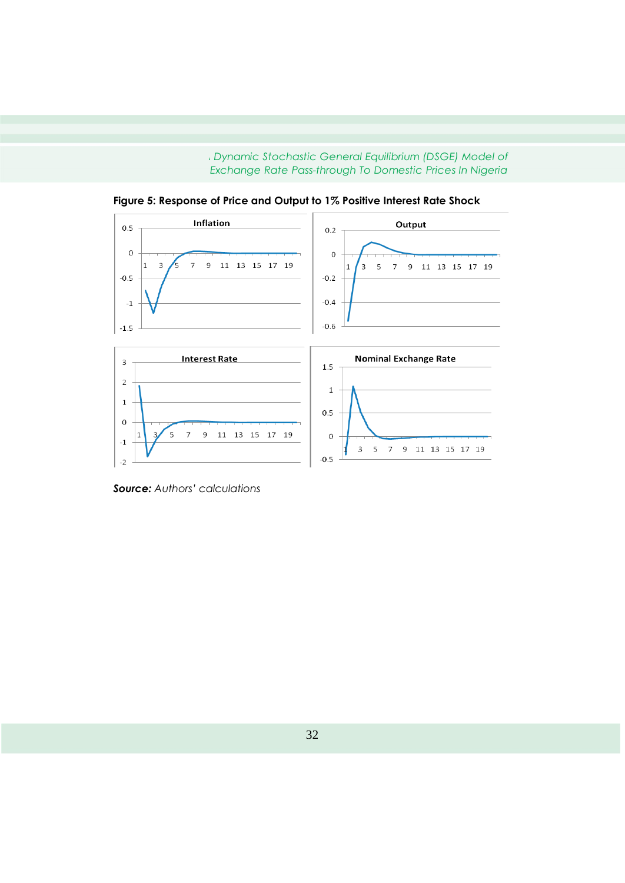**Figure 5: Response of Price and Output to 1% Positive Interest Rate Shock**

*Source:* *Authors' calculations*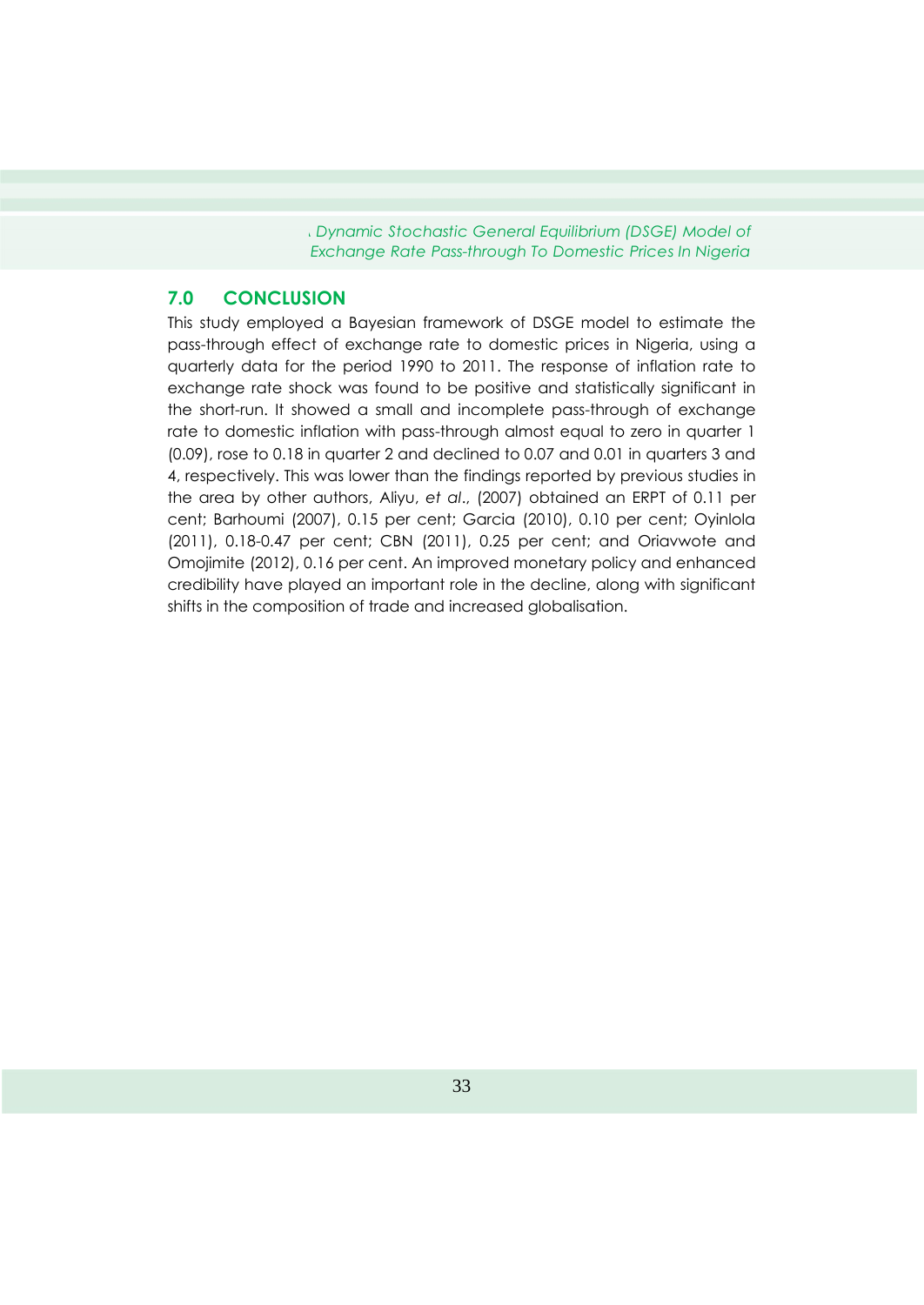## 7.0 CONCLUSION

This study employed a Bayesian framework of DSGE model to estimate the pass-through effect of exchange rate to domestic prices in Nigeria, using a quarterly data for the period 1990 to 2011. The response of inflation rate to exchange rate shock was found to be positive and statistically significant in the short-run. It showed a small and incomplete pass-through of exchange rate to domestic inflation with pass-through almost equal to zero in quarter 1 (0.09), rose to 0.18 in quarter 2 and declined to 0.07 and 0.01 in quarters 3 and 4, respectively. This was lower than the findings reported by previous studies in the area by other authors, Aliyu, *et al*., (2007) obtained an ERPT of 0.11 per cent; Barhoumi (2007), 0.15 per cent; Garcia (2010), 0.10 per cent; Oyinlola (2011), 0.18-0.47 per cent; CBN (2011), 0.25 per cent; and Oriavwote and Omojimite (2012), 0.16 per cent. An improved monetary policy and enhanced credibility have played an important role in the decline, along with significant shifts in the composition of trade and increased globalisation.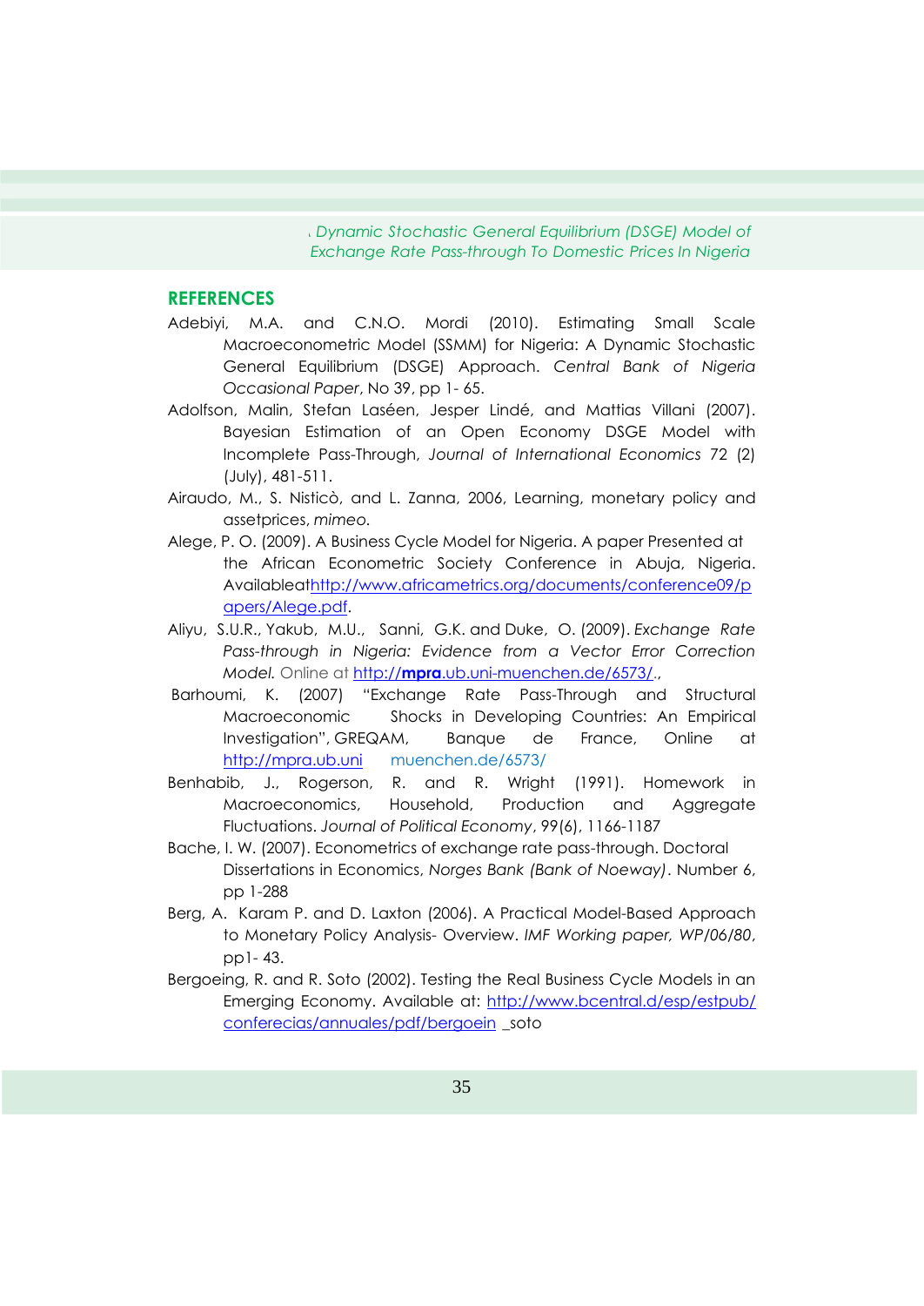## REFERENCES

Adebiyi, M.A. and C.N.O. Mordi (2010). Estimating Small Scale Macroeconometric Model (SSMM) for Nigeria: A Dynamic Stochastic General Equilibrium (DSGE) Approach. *Central Bank of Nigeria Occasional Paper*, No 39, pp 1- 65.

Adolfson, Malin, Stefan Laséen, Jesper Lindé, and Mattias Villani (2007). Bayesian Estimation of an Open Economy DSGE Model with Incomplete Pass-Through, *Journal of International Economics* 72 (2) (July), 481-511.

Airaudo, M., S. Nisticò, and L. Zanna, 2006, Learning, monetary policy and assetprices, *mimeo*.

Alege, P. O. (2009). A Business Cycle Model for Nigeria. A paper Presented at the African Econometric Society Conference in Abuja, Nigeria. Availableathttp://www.africametrics.org/documents/conference09/papers/Alege.pdf.

Aliyu, S.U.R., Yakub, M.U., Sanni, G.K. and Duke, O. (2009). *Exchange Rate Pass-through in Nigeria: Evidence from a Vector Error Correction Model.* Online at http://**mpra**.ub.uni-muenchen.de/6573/.,

Barhoumi, K. (2007) "Exchange Rate Pass-Through and Structural Macroeconomic Shocks in Developing Countries: An Empirical Investigation", GREQAM, Banque de France, Online at http://mpra.ub.uni muenchen.de/6573/

Benhabib, J., Rogerson, R. and R. Wright (1991). Homework in Macroeconomics, Household, Production and Aggregate Fluctuations. *Journal of Political Economy*, 99(6), 1166-1187

Bache, I. W. (2007). Econometrics of exchange rate pass-through. Doctoral Dissertations in Economics, *Norges Bank (Bank of Noeway)*. Number 6, pp 1-288

Berg, A. Karam P. and D. Laxton (2006). A Practical Model-Based Approach to Monetary Policy Analysis- Overview. *IMF Working paper, WP/06/80*, pp1- 43.

Bergoeing, R. and R. Soto (2002). Testing the Real Business Cycle Models in an Emerging Economy. Available at: http://www.bcentral.d/esp/estpub/conferecias/annuales/pdf/bergoein _soto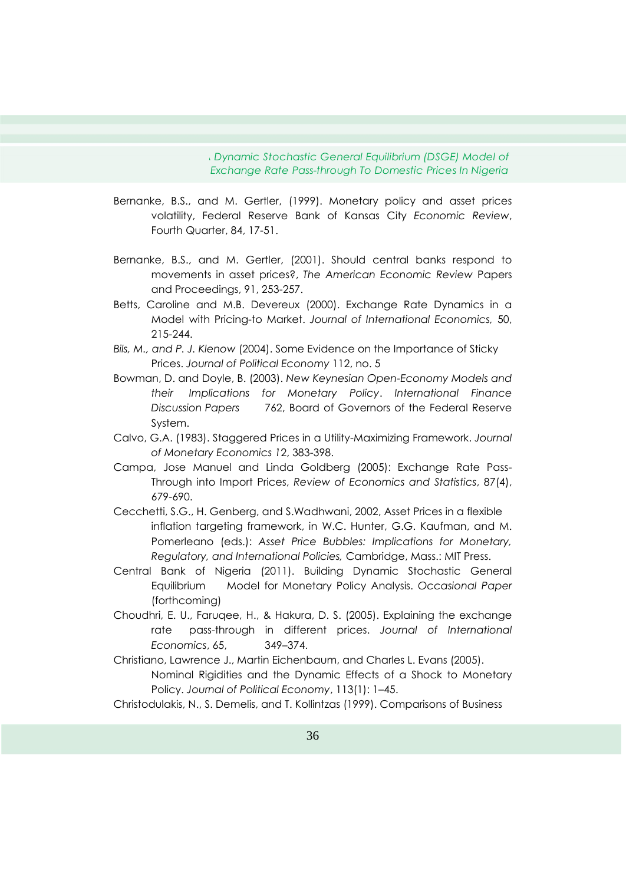Bernanke, B.S., and M. Gertler, (1999). Monetary policy and asset prices volatility, Federal Reserve Bank of Kansas City *Economic Review*, Fourth Quarter, 84, 17-51.

Bernanke, B.S., and M. Gertler, (2001). Should central banks respond to movements in asset prices?, *The American Economic Review* Papers and Proceedings, 91, 253-257.

Betts, Caroline and M.B. Devereux (2000). Exchange Rate Dynamics in a Model with Pricing-to Market. *Journal of International Economics,* 50, 215-244.

*Bils, M., and P. J. Klenow* (2004). Some Evidence on the Importance of Sticky Prices. *Journal of Political Economy* 112, no. 5

Bowman, D. and Doyle, B. (2003). *New Keynesian Open-Economy Models and their Implications for Monetary Policy*. *International Finance Discussion Papers* 762, Board of Governors of the Federal Reserve System.

Calvo, G.A. (1983). Staggered Prices in a Utility-Maximizing Framework. *Journal of Monetary Economics* 12, 383-398.

Campa, Jose Manuel and Linda Goldberg (2005): Exchange Rate Pass-Through into Import Prices, *Review of Economics and Statistics*, 87(4), 679-690.

Cecchetti, S.G., H. Genberg, and S.Wadhwani, 2002, Asset Prices in a flexible inflation targeting framework, in W.C. Hunter, G.G. Kaufman, and M. Pomerleano (eds.): *Asset Price Bubbles: Implications for Monetary, Regulatory, and International Policies,* Cambridge, Mass.: MIT Press.

Central Bank of Nigeria (2011). Building Dynamic Stochastic General Equilibrium Model for Monetary Policy Analysis. *Occasional Paper* (forthcoming)

Choudhri, E. U., Faruqee, H., & Hakura, D. S. (2005). Explaining the exchange rate pass-through in different prices. *Journal of International Economics*, 65, 349–374.

Christiano, Lawrence J., Martin Eichenbaum, and Charles L. Evans (2005). Nominal Rigidities and the Dynamic Effects of a Shock to Monetary Policy. *Journal of Political Economy*, 113(1): 1–45.

Christodulakis, N., S. Demelis, and T. Kollintzas (1999). Comparisons of Business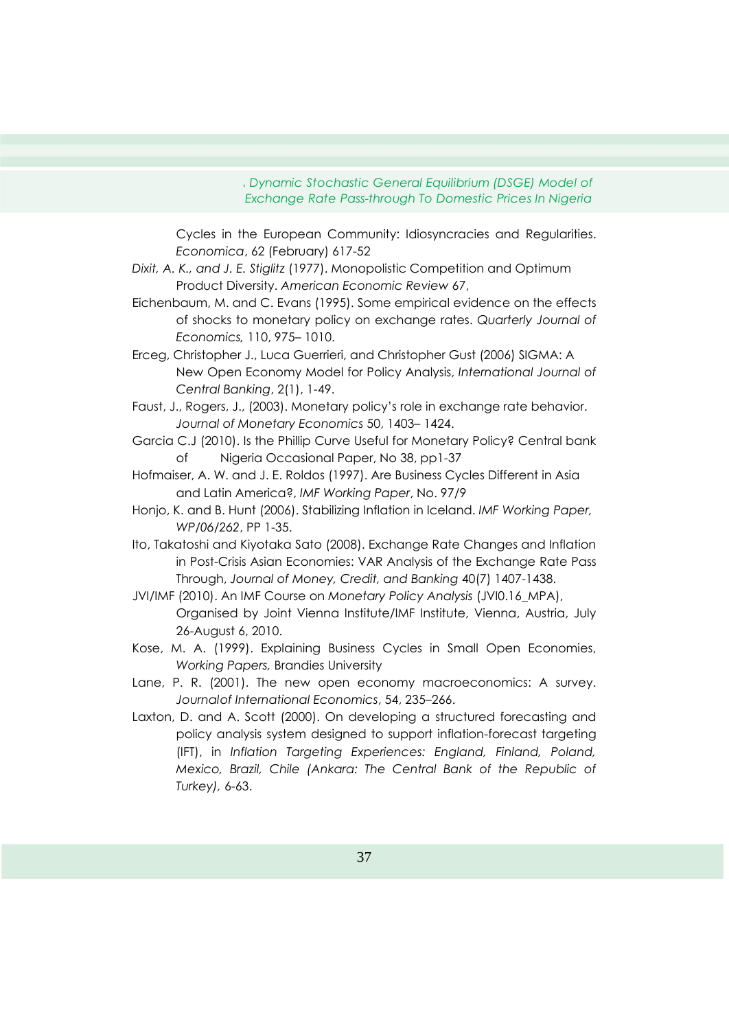Cycles in the European Community: Idiosyncracies and Regularities. *Economica*, 62 (February) 617-52

*Dixit, A. K., and J. E. Stiglitz* (1977). Monopolistic Competition and Optimum Product Diversity. *American Economic Review* 67,

Eichenbaum, M. and C. Evans (1995). Some empirical evidence on the effects of shocks to monetary policy on exchange rates. *Quarterly Journal of Economics,* 110, 975– 1010.

Erceg, Christopher J., Luca Guerrieri, and Christopher Gust (2006) SIGMA: A New Open Economy Model for Policy Analysis, *International Journal of Central Banking*, 2(1), 1-49.

Faust, J., Rogers, J., (2003). Monetary policy's role in exchange rate behavior. *Journal of Monetary Economics* 50, 1403– 1424.

Garcia C.J (2010). Is the Phillip Curve Useful for Monetary Policy? Central bank of Nigeria Occasional Paper, No 38, pp1-37

Hofmaiser, A. W. and J. E. Roldos (1997). Are Business Cycles Different in Asia and Latin America?, *IMF Working Paper*, No. 97/9

Honjo, K. and B. Hunt (2006). Stabilizing Inflation in Iceland. *IMF Working Paper, WP/06/262*, PP 1-35.

Ito, Takatoshi and Kiyotaka Sato (2008). Exchange Rate Changes and Inflation in Post-Crisis Asian Economies: VAR Analysis of the Exchange Rate Pass Through, *Journal of Money, Credit, and Banking* 40(7) 1407-1438.

JVI/IMF (2010). An IMF Course on *Monetary Policy Analysis* (JVI0.16_MPA), Organised by Joint Vienna Institute/IMF Institute, Vienna, Austria, July 26-August 6, 2010.

Kose, M. A. (1999). Explaining Business Cycles in Small Open Economies, *Working Papers,* Brandies University

Lane, P. R. (2001). The new open economy macroeconomics: A survey. *Journalof International Economics*, 54, 235–266.

Laxton, D. and A. Scott (2000). On developing a structured forecasting and policy analysis system designed to support inflation-forecast targeting (IFT), in *Inflation Targeting Experiences: England, Finland, Poland, Mexico, Brazil, Chile (Ankara: The Central Bank of the Republic of Turkey),* 6-63.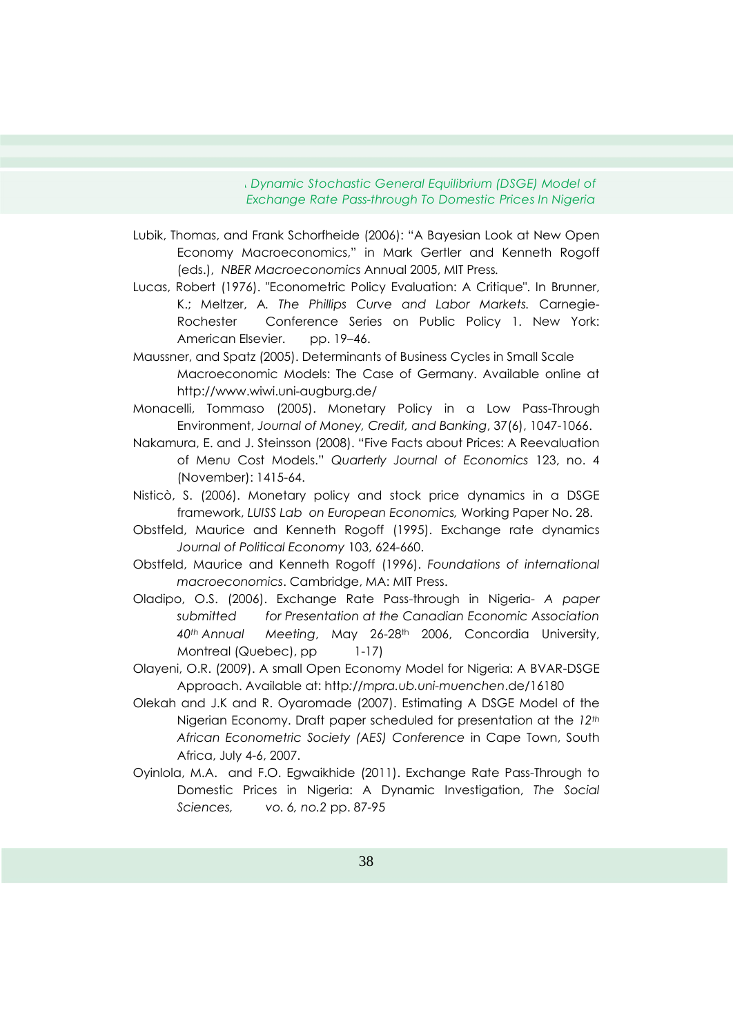Lubik, Thomas, and Frank Schorfheide (2006): "A Bayesian Look at New Open Economy Macroeconomics," in Mark Gertler and Kenneth Rogoff (eds.), *NBER Macroeconomics* Annual 2005, MIT Press.

Lucas, Robert (1976). "Econometric Policy Evaluation: A Critique". In Brunner, K.; Meltzer, A. *The Phillips Curve and Labor Markets.* Carnegie-Rochester Conference Series on Public Policy 1. New York: American Elsevier. pp. 19–46.

Maussner, and Spatz (2005). Determinants of Business Cycles in Small Scale Macroeconomic Models: The Case of Germany. Available online at http://www.wiwi.uni-augburg.de/

Monacelli, Tommaso (2005). Monetary Policy in a Low Pass-Through Environment, *Journal of Money, Credit, and Banking*, 37(6), 1047-1066.

Nakamura, E. and J. Steinsson (2008). "Five Facts about Prices: A Reevaluation of Menu Cost Models." *Quarterly Journal of Economics* 123, no. 4 (November): 1415-64.

Nisticò, S. (2006). Monetary policy and stock price dynamics in a DSGE framework, *LUISS Lab on European Economics,* Working Paper No. 28.

Obstfeld, Maurice and Kenneth Rogoff (1995). Exchange rate dynamics *Journal of Political Economy* 103, 624-660.

Obstfeld, Maurice and Kenneth Rogoff (1996). *Foundations of international macroeconomics*. Cambridge, MA: MIT Press.

Oladipo, O.S. (2006). Exchange Rate Pass-through in Nigeria- *A paper submitted for Presentation at the Canadian Economic Association 40th Annual Meeting*, May 26-28th 2006, Concordia University, Montreal (Quebec), pp 1-17)

Olayeni, O.R. (2009). A small Open Economy Model for Nigeria: A BVAR-DSGE Approach. Available at: http:*//mpra.ub.uni-muenchen*.de/16180

Olekah and J.K and R. Oyaromade (2007). Estimating A DSGE Model of the Nigerian Economy. Draft paper scheduled for presentation at the *12th African Econometric Society (AES) Conference* in Cape Town, South Africa, July 4-6, 2007.

Oyinlola, M.A. and F.O. Egwaikhide (2011). Exchange Rate Pass-Through to Domestic Prices in Nigeria: A Dynamic Investigation, *The Social Sciences, vo. 6, no.2* pp. 87-95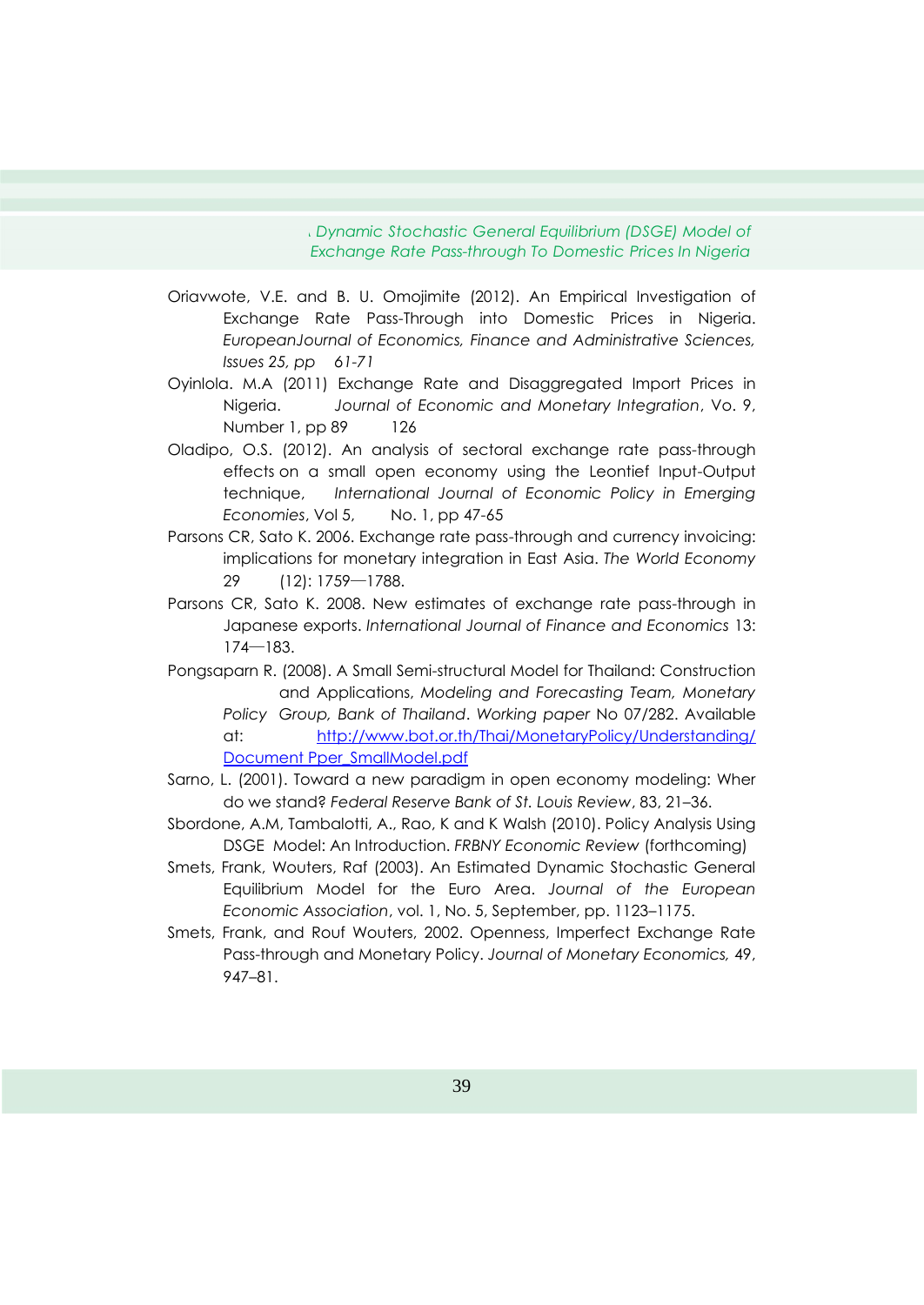Oriavwote, V.E. and B. U. Omojimite (2012). An Empirical Investigation of Exchange Rate Pass-Through into Domestic Prices in Nigeria. *EuropeanJournal of Economics, Finance and Administrative Sciences, Issues 25, pp 61-71*

Oyinlola. M.A (2011) Exchange Rate and Disaggregated Import Prices in Nigeria. *Journal of Economic and Monetary Integration*, Vo. 9, Number 1, pp 89 126

Oladipo, O.S. (2012). An analysis of sectoral exchange rate pass-through effects on a small open economy using the Leontief Input-Output technique, *International Journal of Economic Policy in Emerging Economies*, Vol 5, No. 1, pp 47-65

Parsons CR, Sato K. 2006. Exchange rate pass-through and currency invoicing: implications for monetary integration in East Asia. *The World Economy* 29 (12): 1759—1788.

Parsons CR, Sato K. 2008. New estimates of exchange rate pass-through in Japanese exports. *International Journal of Finance and Economics* 13: 174—183.

Pongsaparn R. (2008). A Small Semi-structural Model for Thailand: Construction and Applications, *Modeling and Forecasting Team, Monetary Policy Group, Bank of Thailand*. *Working paper* No 07/282. Available at: http://www.bot.or.th/Thai/MonetaryPolicy/Understanding/Document Pper_SmallModel.pdf

Sarno, L. (2001). Toward a new paradigm in open economy modeling: Wher do we stand? *Federal Reserve Bank of St. Louis Review*, 83, 21–36.

Sbordone, A.M, Tambalotti, A., Rao, K and K Walsh (2010). Policy Analysis Using DSGE Model: An Introduction. *FRBNY Economic Review* (forthcoming)

Smets, Frank, Wouters, Raf (2003). An Estimated Dynamic Stochastic General Equilibrium Model for the Euro Area. *Journal of the European Economic Association*, vol. 1, No. 5, September, pp. 1123–1175.

Smets, Frank, and Rouf Wouters, 2002. Openness, Imperfect Exchange Rate Pass-through and Monetary Policy. *Journal of Monetary Economics,* 49, 947–81.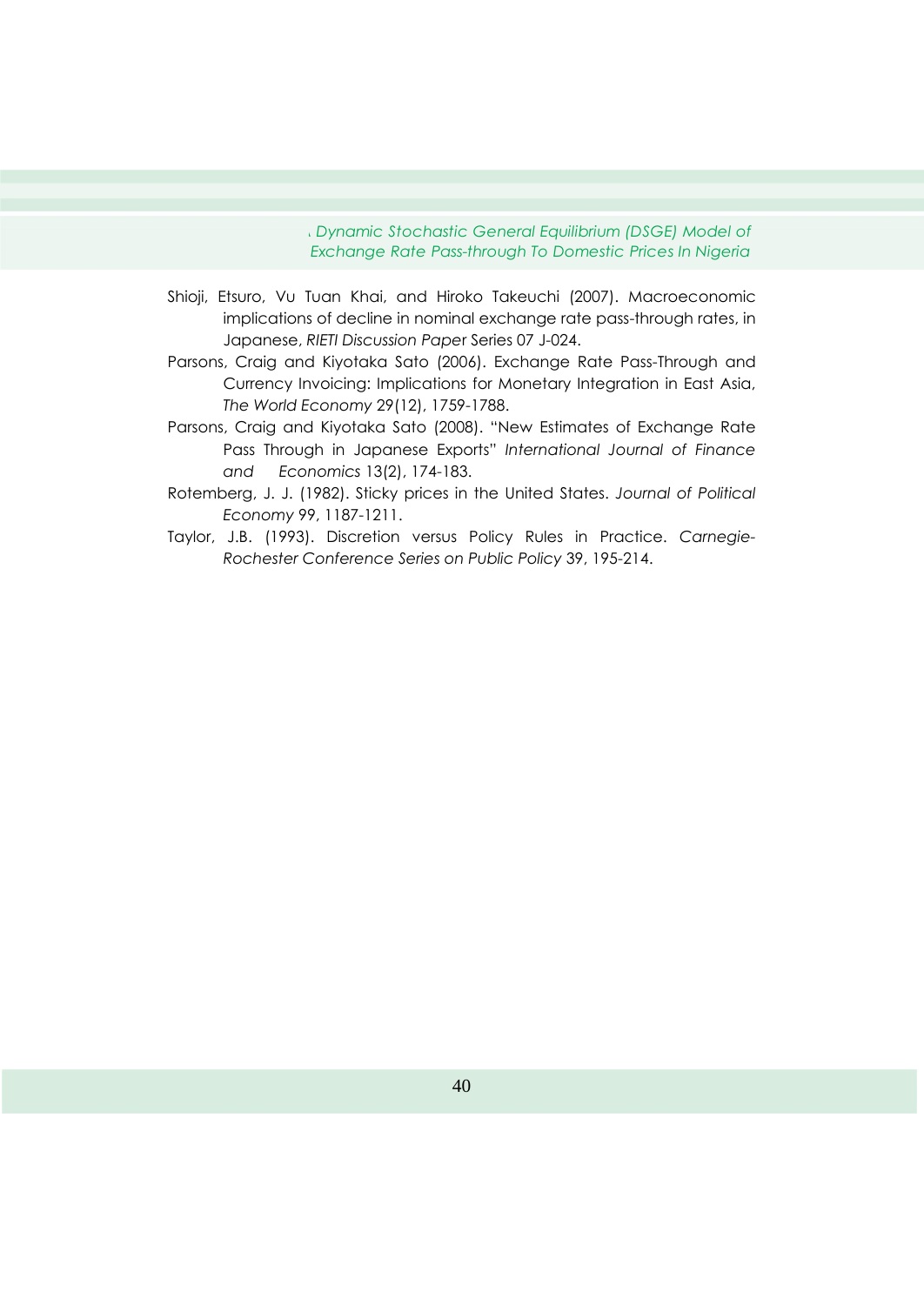Shioji, Etsuro, Vu Tuan Khai, and Hiroko Takeuchi (2007). Macroeconomic implications of decline in nominal exchange rate pass-through rates, in Japanese, *RIETI Discussion Paper* Series 07 J-024.

Parsons, Craig and Kiyotaka Sato (2006). Exchange Rate Pass-Through and Currency Invoicing: Implications for Monetary Integration in East Asia, *The World Economy* 29(12), 1759-1788.

Parsons, Craig and Kiyotaka Sato (2008). "New Estimates of Exchange Rate Pass Through in Japanese Exports" *International Journal of Finance and Economics* 13(2), 174-183.

Rotemberg, J. J. (1982). Sticky prices in the United States. *Journal of Political Economy* 99, 1187-1211.

Taylor, J.B. (1993). Discretion versus Policy Rules in Practice. *Carnegie-Rochester Conference Series on Public Policy* 39, 195-214.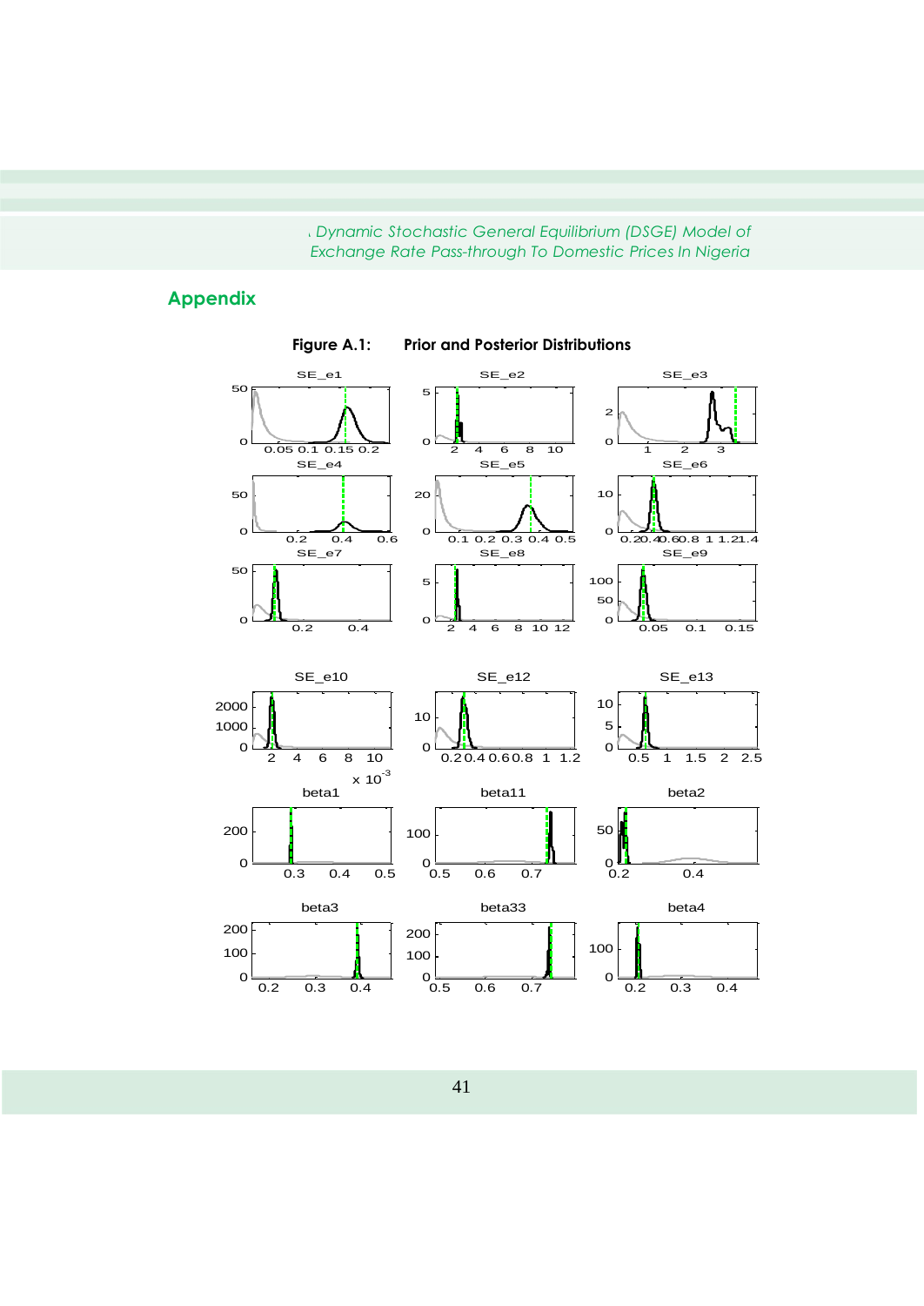## Appendix

**Figure A.1: Prior and Posterior Distributions**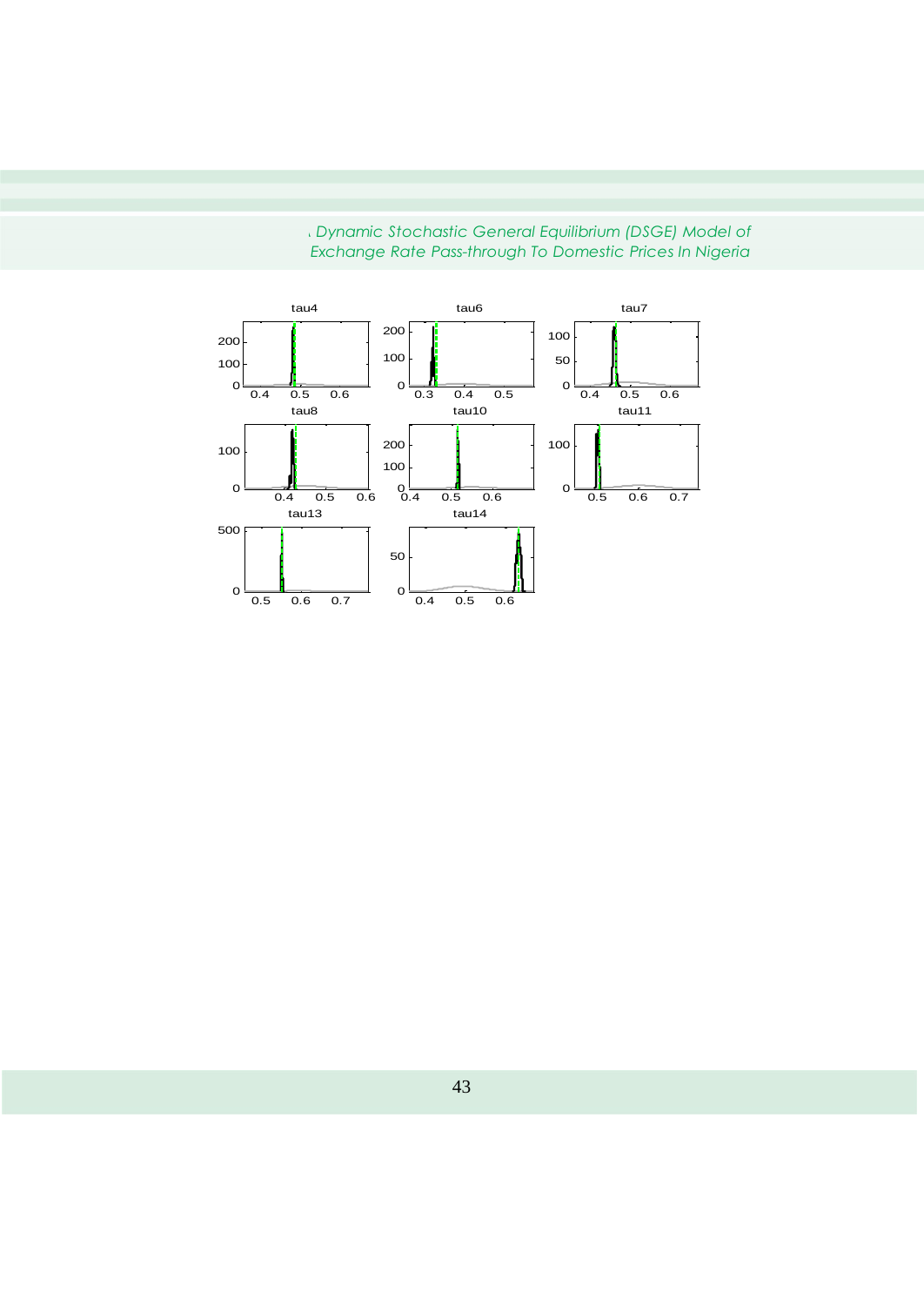tau4

200
100
0
0.4 0.5 0.6

tau6

200
100
0
0.3 0.4 0.5

tau7

100
50
0
0.4 0.5 0.6

tau8

100
0
0.4 0.5 0.6

tau10

200
100
0
0.4 0.5 0.6

tau11

100
0
0.5 0.6 0.7

tau13

500
0
0.5 0.6 0.7

tau14

50
0
0.4 0.5 0.6